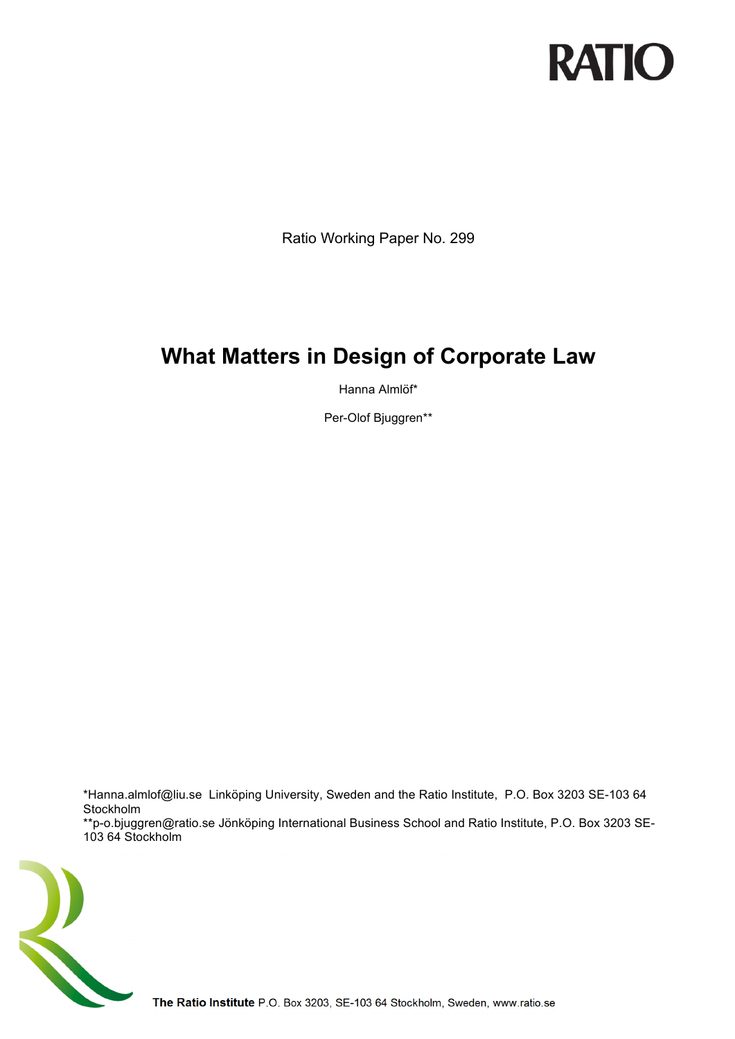RATIO

Ratio Working Paper No. 299

# What Matters in Design of Corporate Law

Hanna Almlöf*

Per-Olof Bjuggren**

*Hanna.almlof@liu.se Linköping University, Sweden and the Ratio Institute, P.O. Box 3203 SE-103 64 Stockholm
**p-o.bjuggren@ratio.se Jönköping International Business School and Ratio Institute, P.O. Box 3203 SE-103 64 Stockholm

**The Ratio Institute** P.O. Box 3203, SE-103 64 Stockholm, Sweden, www.ratio.se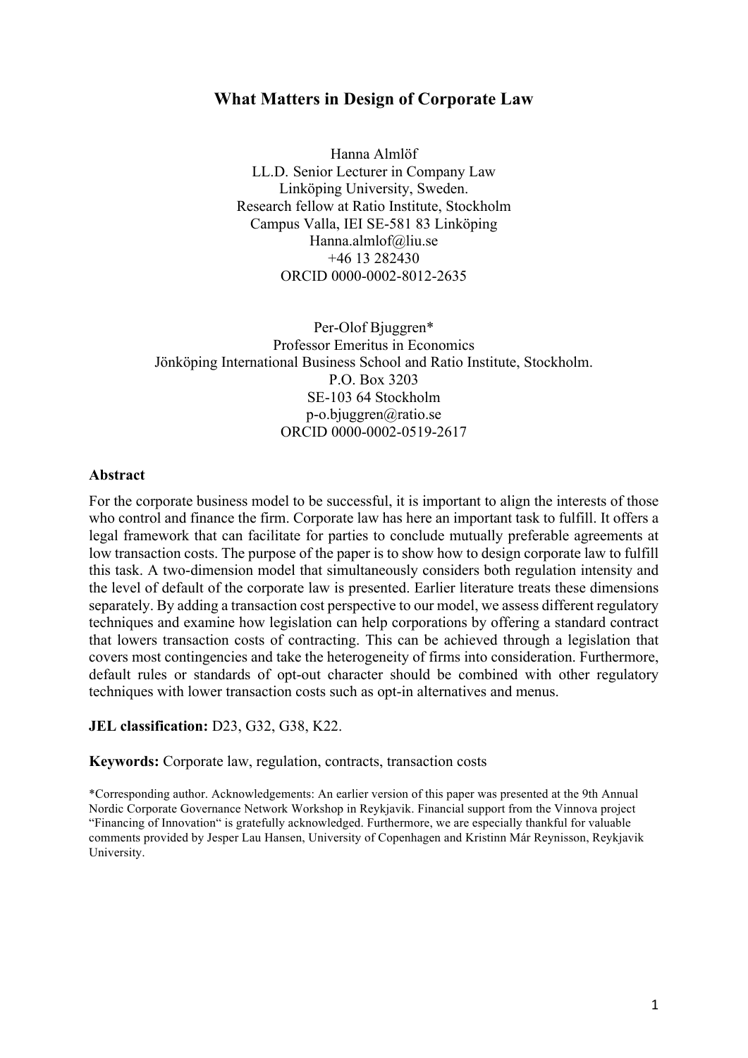# What Matters in Design of Corporate Law

Hanna Almlöf
LL.D. Senior Lecturer in Company Law
Linköping University, Sweden.
Research fellow at Ratio Institute, Stockholm
Campus Valla, IEI SE-581 83 Linköping
Hanna.almlof@liu.se
+46 13 282430
ORCID 0000-0002-8012-2635

Per-Olof Bjuggren*
Professor Emeritus in Economics
Jönköping International Business School and Ratio Institute, Stockholm.
P.O. Box 3203
SE-103 64 Stockholm
p-o.bjuggren@ratio.se
ORCID 0000-0002-0519-2617

**Abstract**

For the corporate business model to be successful, it is important to align the interests of those who control and finance the firm. Corporate law has here an important task to fulfill. It offers a legal framework that can facilitate for parties to conclude mutually preferable agreements at low transaction costs. The purpose of the paper is to show how to design corporate law to fulfill this task. A two-dimension model that simultaneously considers both regulation intensity and the level of default of the corporate law is presented. Earlier literature treats these dimensions separately. By adding a transaction cost perspective to our model, we assess different regulatory techniques and examine how legislation can help corporations by offering a standard contract that lowers transaction costs of contracting. This can be achieved through a legislation that covers most contingencies and take the heterogeneity of firms into consideration. Furthermore, default rules or standards of opt-out character should be combined with other regulatory techniques with lower transaction costs such as opt-in alternatives and menus.

**JEL classification:** D23, G32, G38, K22.

**Keywords:** Corporate law, regulation, contracts, transaction costs

*Corresponding author. Acknowledgements: An earlier version of this paper was presented at the 9th Annual Nordic Corporate Governance Network Workshop in Reykjavik. Financial support from the Vinnova project "Financing of Innovation" is gratefully acknowledged. Furthermore, we are especially thankful for valuable comments provided by Jesper Lau Hansen, University of Copenhagen and Kristinn Már Reynisson, Reykjavik University.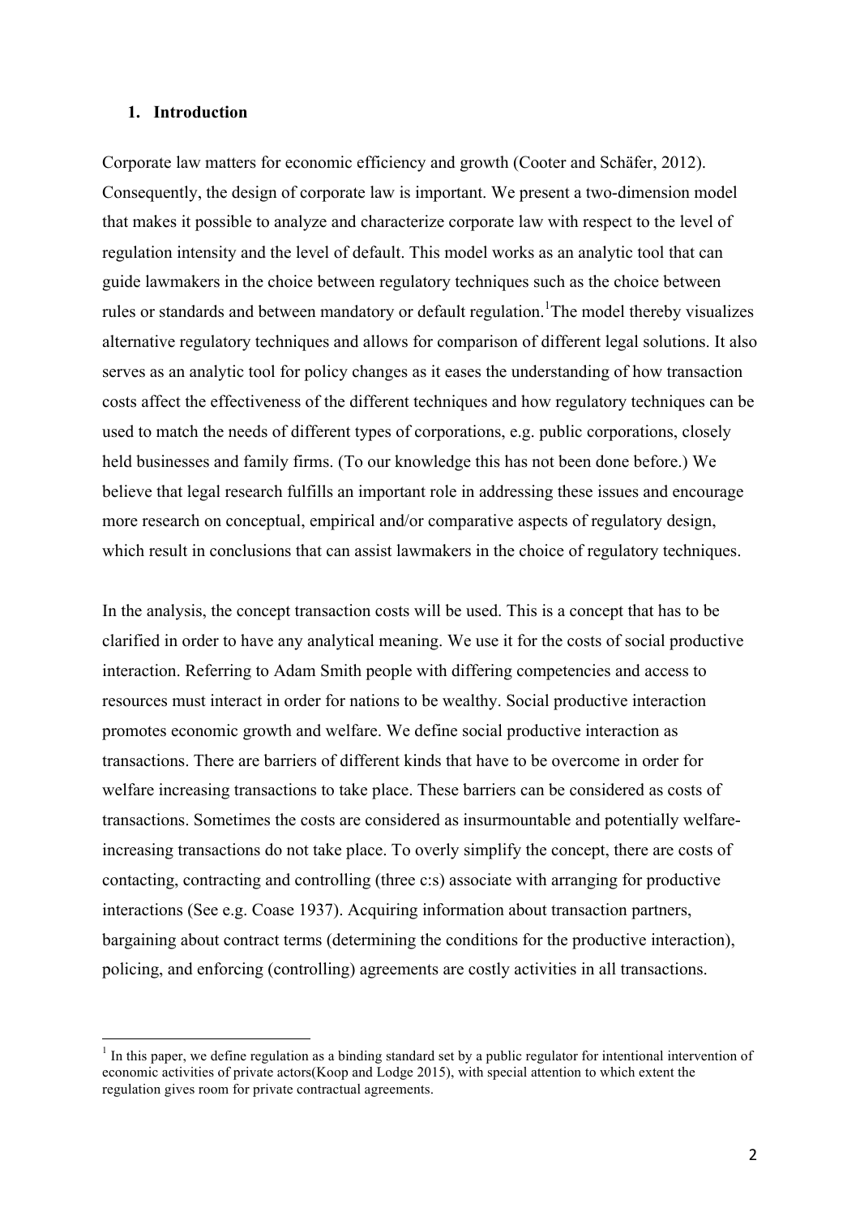## 1. Introduction

Corporate law matters for economic efficiency and growth (Cooter and Schäfer, 2012). Consequently, the design of corporate law is important. We present a two-dimension model that makes it possible to analyze and characterize corporate law with respect to the level of regulation intensity and the level of default. This model works as an analytic tool that can guide lawmakers in the choice between regulatory techniques such as the choice between rules or standards and between mandatory or default regulation.[1]The model thereby visualizes alternative regulatory techniques and allows for comparison of different legal solutions. It also serves as an analytic tool for policy changes as it eases the understanding of how transaction costs affect the effectiveness of the different techniques and how regulatory techniques can be used to match the needs of different types of corporations, e.g. public corporations, closely held businesses and family firms. (To our knowledge this has not been done before.) We believe that legal research fulfills an important role in addressing these issues and encourage more research on conceptual, empirical and/or comparative aspects of regulatory design, which result in conclusions that can assist lawmakers in the choice of regulatory techniques.

In the analysis, the concept transaction costs will be used. This is a concept that has to be clarified in order to have any analytical meaning. We use it for the costs of social productive interaction. Referring to Adam Smith people with differing competencies and access to resources must interact in order for nations to be wealthy. Social productive interaction promotes economic growth and welfare. We define social productive interaction as transactions. There are barriers of different kinds that have to be overcome in order for welfare increasing transactions to take place. These barriers can be considered as costs of transactions. Sometimes the costs are considered as insurmountable and potentially welfare-increasing transactions do not take place. To overly simplify the concept, there are costs of contacting, contracting and controlling (three c:s) associate with arranging for productive interactions (See e.g. Coase 1937). Acquiring information about transaction partners, bargaining about contract terms (determining the conditions for the productive interaction), policing, and enforcing (controlling) agreements are costly activities in all transactions.

[1] In this paper, we define regulation as a binding standard set by a public regulator for intentional intervention of economic activities of private actors(Koop and Lodge 2015), with special attention to which extent the regulation gives room for private contractual agreements.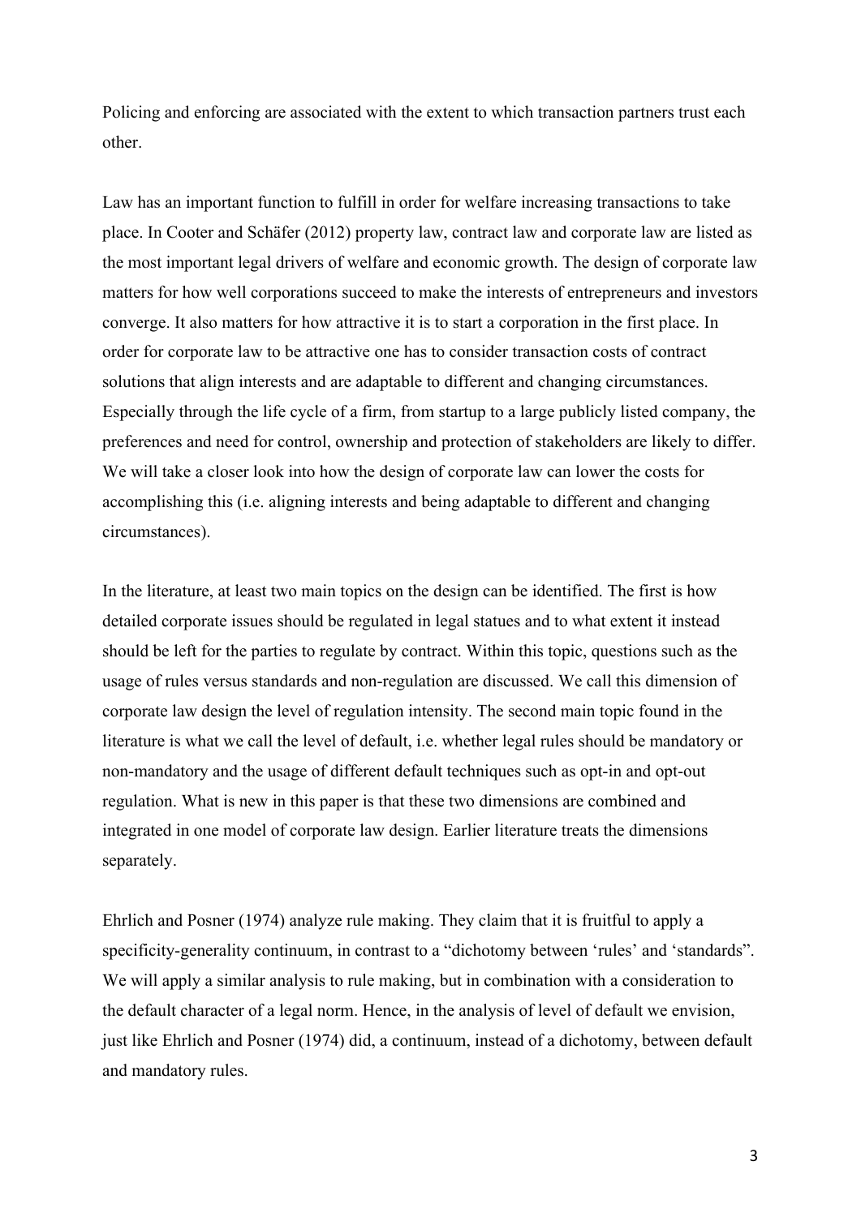Policing and enforcing are associated with the extent to which transaction partners trust each other.

Law has an important function to fulfill in order for welfare increasing transactions to take place. In Cooter and Schäfer (2012) property law, contract law and corporate law are listed as the most important legal drivers of welfare and economic growth. The design of corporate law matters for how well corporations succeed to make the interests of entrepreneurs and investors converge. It also matters for how attractive it is to start a corporation in the first place. In order for corporate law to be attractive one has to consider transaction costs of contract solutions that align interests and are adaptable to different and changing circumstances. Especially through the life cycle of a firm, from startup to a large publicly listed company, the preferences and need for control, ownership and protection of stakeholders are likely to differ. We will take a closer look into how the design of corporate law can lower the costs for accomplishing this (i.e. aligning interests and being adaptable to different and changing circumstances).

In the literature, at least two main topics on the design can be identified. The first is how detailed corporate issues should be regulated in legal statues and to what extent it instead should be left for the parties to regulate by contract. Within this topic, questions such as the usage of rules versus standards and non-regulation are discussed. We call this dimension of corporate law design the level of regulation intensity. The second main topic found in the literature is what we call the level of default, i.e. whether legal rules should be mandatory or non-mandatory and the usage of different default techniques such as opt-in and opt-out regulation. What is new in this paper is that these two dimensions are combined and integrated in one model of corporate law design. Earlier literature treats the dimensions separately.

Ehrlich and Posner (1974) analyze rule making. They claim that it is fruitful to apply a specificity-generality continuum, in contrast to a "dichotomy between 'rules' and 'standards". We will apply a similar analysis to rule making, but in combination with a consideration to the default character of a legal norm. Hence, in the analysis of level of default we envision, just like Ehrlich and Posner (1974) did, a continuum, instead of a dichotomy, between default and mandatory rules.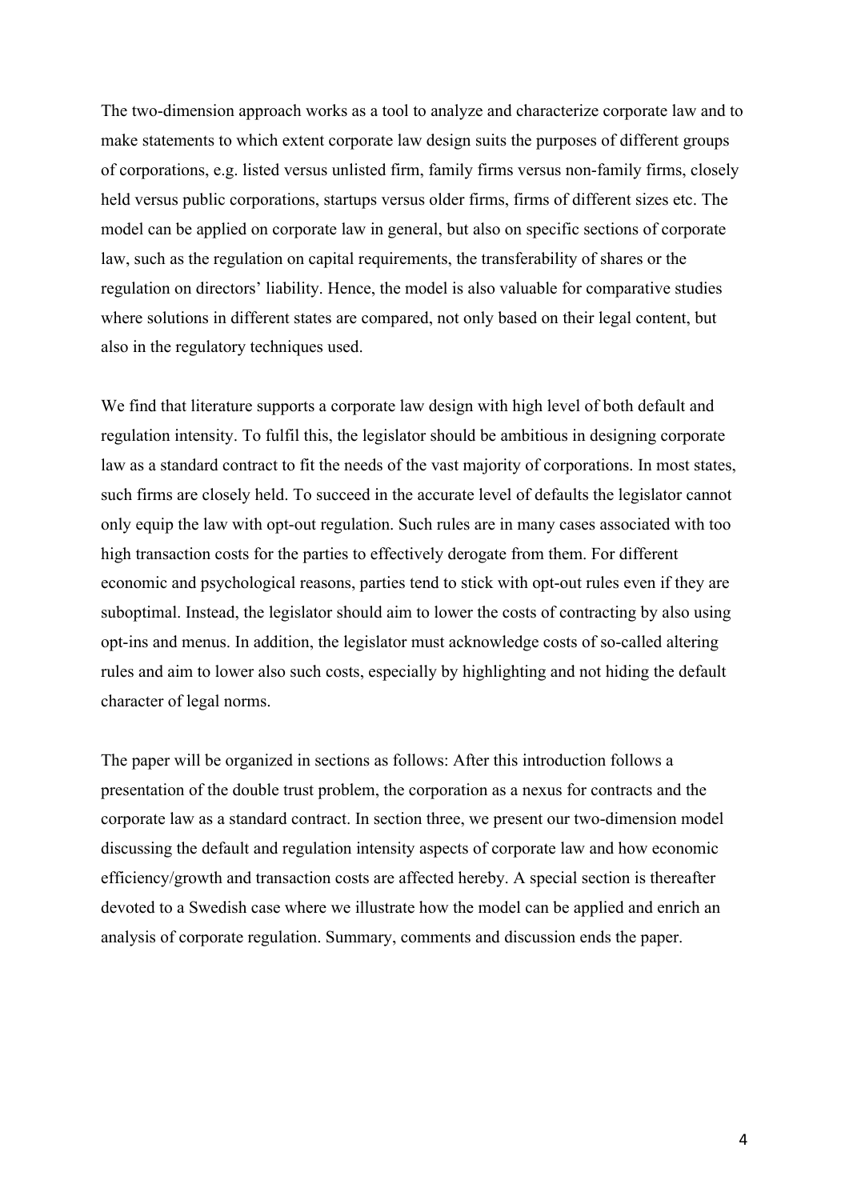The two-dimension approach works as a tool to analyze and characterize corporate law and to make statements to which extent corporate law design suits the purposes of different groups of corporations, e.g. listed versus unlisted firm, family firms versus non-family firms, closely held versus public corporations, startups versus older firms, firms of different sizes etc. The model can be applied on corporate law in general, but also on specific sections of corporate law, such as the regulation on capital requirements, the transferability of shares or the regulation on directors' liability. Hence, the model is also valuable for comparative studies where solutions in different states are compared, not only based on their legal content, but also in the regulatory techniques used.

We find that literature supports a corporate law design with high level of both default and regulation intensity. To fulfil this, the legislator should be ambitious in designing corporate law as a standard contract to fit the needs of the vast majority of corporations. In most states, such firms are closely held. To succeed in the accurate level of defaults the legislator cannot only equip the law with opt-out regulation. Such rules are in many cases associated with too high transaction costs for the parties to effectively derogate from them. For different economic and psychological reasons, parties tend to stick with opt-out rules even if they are suboptimal. Instead, the legislator should aim to lower the costs of contracting by also using opt-ins and menus. In addition, the legislator must acknowledge costs of so-called altering rules and aim to lower also such costs, especially by highlighting and not hiding the default character of legal norms.

The paper will be organized in sections as follows: After this introduction follows a presentation of the double trust problem, the corporation as a nexus for contracts and the corporate law as a standard contract. In section three, we present our two-dimension model discussing the default and regulation intensity aspects of corporate law and how economic efficiency/growth and transaction costs are affected hereby. A special section is thereafter devoted to a Swedish case where we illustrate how the model can be applied and enrich an analysis of corporate regulation. Summary, comments and discussion ends the paper.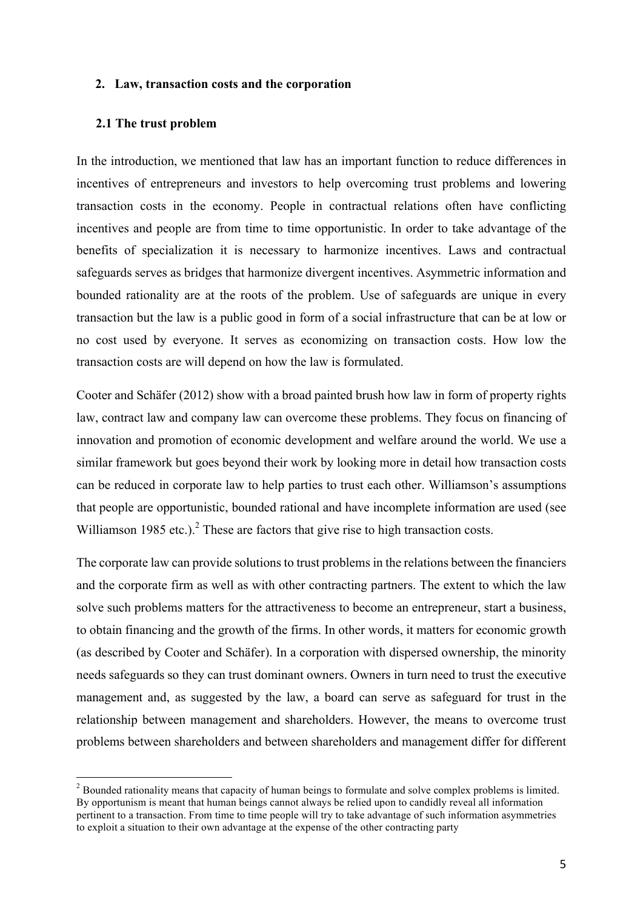## 2. Law, transaction costs and the corporation

### 2.1 The trust problem

In the introduction, we mentioned that law has an important function to reduce differences in incentives of entrepreneurs and investors to help overcoming trust problems and lowering transaction costs in the economy. People in contractual relations often have conflicting incentives and people are from time to time opportunistic. In order to take advantage of the benefits of specialization it is necessary to harmonize incentives. Laws and contractual safeguards serves as bridges that harmonize divergent incentives. Asymmetric information and bounded rationality are at the roots of the problem. Use of safeguards are unique in every transaction but the law is a public good in form of a social infrastructure that can be at low or no cost used by everyone. It serves as economizing on transaction costs. How low the transaction costs are will depend on how the law is formulated.

Cooter and Schäfer (2012) show with a broad painted brush how law in form of property rights law, contract law and company law can overcome these problems. They focus on financing of innovation and promotion of economic development and welfare around the world. We use a similar framework but goes beyond their work by looking more in detail how transaction costs can be reduced in corporate law to help parties to trust each other. Williamson's assumptions that people are opportunistic, bounded rational and have incomplete information are used (see Williamson 1985 etc.).[2] These are factors that give rise to high transaction costs.

The corporate law can provide solutions to trust problems in the relations between the financiers and the corporate firm as well as with other contracting partners. The extent to which the law solve such problems matters for the attractiveness to become an entrepreneur, start a business, to obtain financing and the growth of the firms. In other words, it matters for economic growth (as described by Cooter and Schäfer). In a corporation with dispersed ownership, the minority needs safeguards so they can trust dominant owners. Owners in turn need to trust the executive management and, as suggested by the law, a board can serve as safeguard for trust in the relationship between management and shareholders. However, the means to overcome trust problems between shareholders and between shareholders and management differ for different

[2] Bounded rationality means that capacity of human beings to formulate and solve complex problems is limited. By opportunism is meant that human beings cannot always be relied upon to candidly reveal all information pertinent to a transaction. From time to time people will try to take advantage of such information asymmetries to exploit a situation to their own advantage at the expense of the other contracting party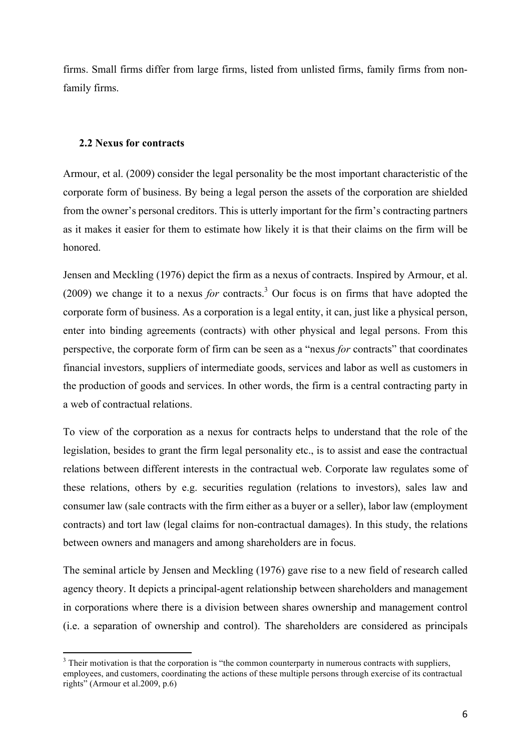firms. Small firms differ from large firms, listed from unlisted firms, family firms from non-family firms.

### 2.2 Nexus for contracts

Armour, et al. (2009) consider the legal personality be the most important characteristic of the corporate form of business. By being a legal person the assets of the corporation are shielded from the owner's personal creditors. This is utterly important for the firm's contracting partners as it makes it easier for them to estimate how likely it is that their claims on the firm will be honored.

Jensen and Meckling (1976) depict the firm as a nexus of contracts. Inspired by Armour, et al. (2009) we change it to a nexus *for* contracts.[3] Our focus is on firms that have adopted the corporate form of business. As a corporation is a legal entity, it can, just like a physical person, enter into binding agreements (contracts) with other physical and legal persons. From this perspective, the corporate form of firm can be seen as a "nexus *for* contracts" that coordinates financial investors, suppliers of intermediate goods, services and labor as well as customers in the production of goods and services. In other words, the firm is a central contracting party in a web of contractual relations.

To view of the corporation as a nexus for contracts helps to understand that the role of the legislation, besides to grant the firm legal personality etc., is to assist and ease the contractual relations between different interests in the contractual web. Corporate law regulates some of these relations, others by e.g. securities regulation (relations to investors), sales law and consumer law (sale contracts with the firm either as a buyer or a seller), labor law (employment contracts) and tort law (legal claims for non-contractual damages). In this study, the relations between owners and managers and among shareholders are in focus.

The seminal article by Jensen and Meckling (1976) gave rise to a new field of research called agency theory. It depicts a principal-agent relationship between shareholders and management in corporations where there is a division between shares ownership and management control (i.e. a separation of ownership and control). The shareholders are considered as principals

[3] Their motivation is that the corporation is "the common counterparty in numerous contracts with suppliers, employees, and customers, coordinating the actions of these multiple persons through exercise of its contractual rights" (Armour et al.2009, p.6)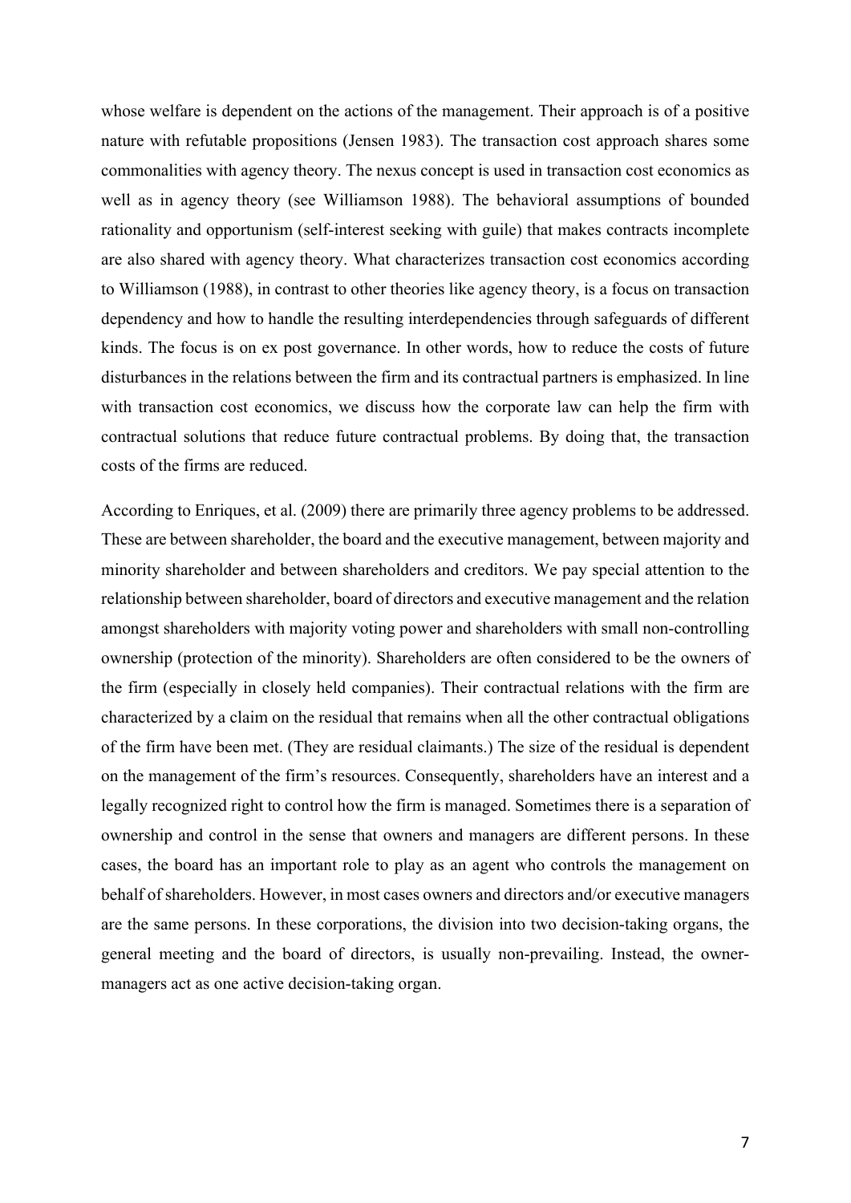whose welfare is dependent on the actions of the management. Their approach is of a positive nature with refutable propositions (Jensen 1983). The transaction cost approach shares some commonalities with agency theory. The nexus concept is used in transaction cost economics as well as in agency theory (see Williamson 1988). The behavioral assumptions of bounded rationality and opportunism (self-interest seeking with guile) that makes contracts incomplete are also shared with agency theory. What characterizes transaction cost economics according to Williamson (1988), in contrast to other theories like agency theory, is a focus on transaction dependency and how to handle the resulting interdependencies through safeguards of different kinds. The focus is on ex post governance. In other words, how to reduce the costs of future disturbances in the relations between the firm and its contractual partners is emphasized. In line with transaction cost economics, we discuss how the corporate law can help the firm with contractual solutions that reduce future contractual problems. By doing that, the transaction costs of the firms are reduced.

According to Enriques, et al. (2009) there are primarily three agency problems to be addressed. These are between shareholder, the board and the executive management, between majority and minority shareholder and between shareholders and creditors. We pay special attention to the relationship between shareholder, board of directors and executive management and the relation amongst shareholders with majority voting power and shareholders with small non-controlling ownership (protection of the minority). Shareholders are often considered to be the owners of the firm (especially in closely held companies). Their contractual relations with the firm are characterized by a claim on the residual that remains when all the other contractual obligations of the firm have been met. (They are residual claimants.) The size of the residual is dependent on the management of the firm's resources. Consequently, shareholders have an interest and a legally recognized right to control how the firm is managed. Sometimes there is a separation of ownership and control in the sense that owners and managers are different persons. In these cases, the board has an important role to play as an agent who controls the management on behalf of shareholders. However, in most cases owners and directors and/or executive managers are the same persons. In these corporations, the division into two decision-taking organs, the general meeting and the board of directors, is usually non-prevailing. Instead, the owner-managers act as one active decision-taking organ.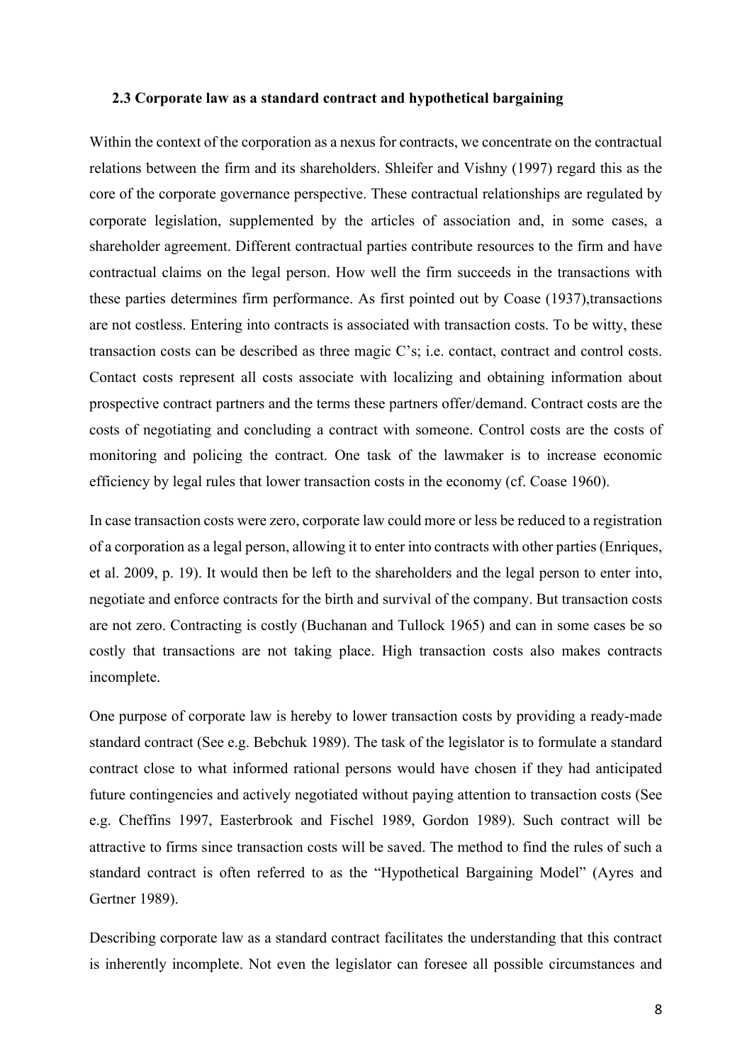### 2.3 Corporate law as a standard contract and hypothetical bargaining

Within the context of the corporation as a nexus for contracts, we concentrate on the contractual relations between the firm and its shareholders. Shleifer and Vishny (1997) regard this as the core of the corporate governance perspective. These contractual relationships are regulated by corporate legislation, supplemented by the articles of association and, in some cases, a shareholder agreement. Different contractual parties contribute resources to the firm and have contractual claims on the legal person. How well the firm succeeds in the transactions with these parties determines firm performance. As first pointed out by Coase (1937),transactions are not costless. Entering into contracts is associated with transaction costs. To be witty, these transaction costs can be described as three magic C's; i.e. contact, contract and control costs. Contact costs represent all costs associate with localizing and obtaining information about prospective contract partners and the terms these partners offer/demand. Contract costs are the costs of negotiating and concluding a contract with someone. Control costs are the costs of monitoring and policing the contract. One task of the lawmaker is to increase economic efficiency by legal rules that lower transaction costs in the economy (cf. Coase 1960).

In case transaction costs were zero, corporate law could more or less be reduced to a registration of a corporation as a legal person, allowing it to enter into contracts with other parties (Enriques, et al. 2009, p. 19). It would then be left to the shareholders and the legal person to enter into, negotiate and enforce contracts for the birth and survival of the company. But transaction costs are not zero. Contracting is costly (Buchanan and Tullock 1965) and can in some cases be so costly that transactions are not taking place. High transaction costs also makes contracts incomplete.

One purpose of corporate law is hereby to lower transaction costs by providing a ready-made standard contract (See e.g. Bebchuk 1989). The task of the legislator is to formulate a standard contract close to what informed rational persons would have chosen if they had anticipated future contingencies and actively negotiated without paying attention to transaction costs (See e.g. Cheffins 1997, Easterbrook and Fischel 1989, Gordon 1989). Such contract will be attractive to firms since transaction costs will be saved. The method to find the rules of such a standard contract is often referred to as the "Hypothetical Bargaining Model" (Ayres and Gertner 1989).

Describing corporate law as a standard contract facilitates the understanding that this contract is inherently incomplete. Not even the legislator can foresee all possible circumstances and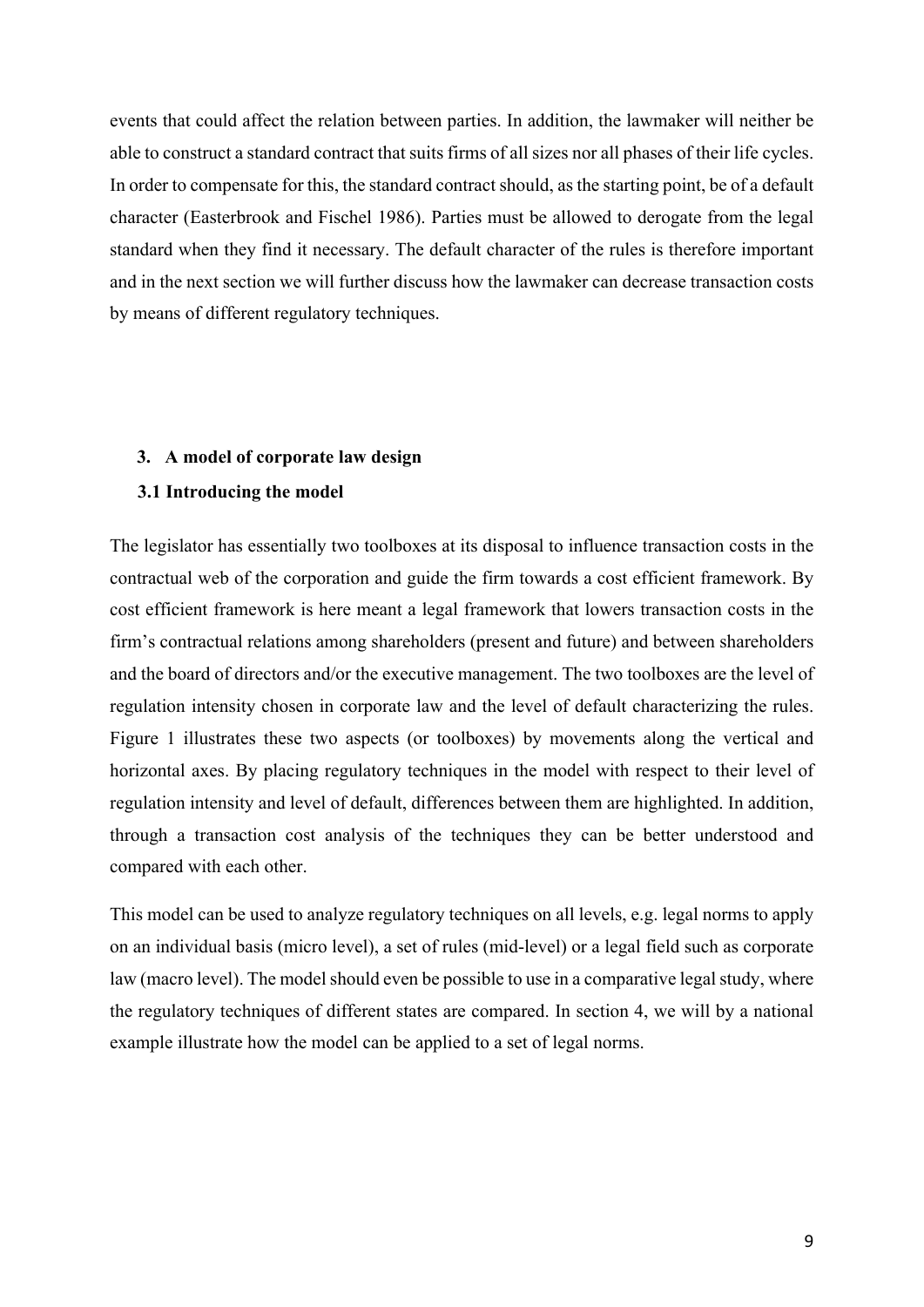events that could affect the relation between parties. In addition, the lawmaker will neither be able to construct a standard contract that suits firms of all sizes nor all phases of their life cycles. In order to compensate for this, the standard contract should, as the starting point, be of a default character (Easterbrook and Fischel 1986). Parties must be allowed to derogate from the legal standard when they find it necessary. The default character of the rules is therefore important and in the next section we will further discuss how the lawmaker can decrease transaction costs by means of different regulatory techniques.

## 3. A model of corporate law design

### 3.1 Introducing the model

The legislator has essentially two toolboxes at its disposal to influence transaction costs in the contractual web of the corporation and guide the firm towards a cost efficient framework. By cost efficient framework is here meant a legal framework that lowers transaction costs in the firm's contractual relations among shareholders (present and future) and between shareholders and the board of directors and/or the executive management. The two toolboxes are the level of regulation intensity chosen in corporate law and the level of default characterizing the rules. Figure 1 illustrates these two aspects (or toolboxes) by movements along the vertical and horizontal axes. By placing regulatory techniques in the model with respect to their level of regulation intensity and level of default, differences between them are highlighted. In addition, through a transaction cost analysis of the techniques they can be better understood and compared with each other.

This model can be used to analyze regulatory techniques on all levels, e.g. legal norms to apply on an individual basis (micro level), a set of rules (mid-level) or a legal field such as corporate law (macro level). The model should even be possible to use in a comparative legal study, where the regulatory techniques of different states are compared. In section 4, we will by a national example illustrate how the model can be applied to a set of legal norms.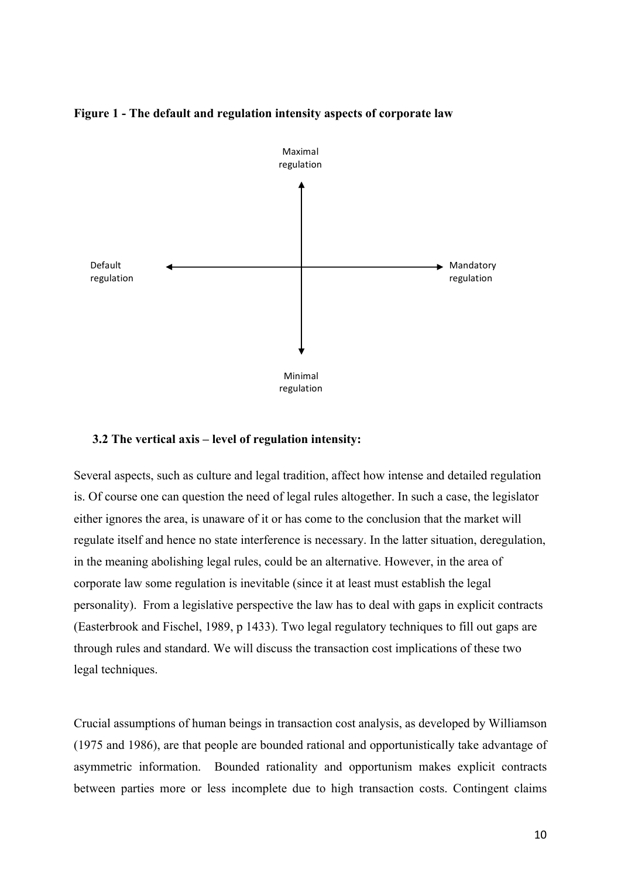**Figure 1 - The default and regulation intensity aspects of corporate law**

Maximal regulation

Default regulation

Mandatory regulation

Minimal regulation

### 3.2 The vertical axis – level of regulation intensity:

Several aspects, such as culture and legal tradition, affect how intense and detailed regulation is. Of course one can question the need of legal rules altogether. In such a case, the legislator either ignores the area, is unaware of it or has come to the conclusion that the market will regulate itself and hence no state interference is necessary. In the latter situation, deregulation, in the meaning abolishing legal rules, could be an alternative. However, in the area of corporate law some regulation is inevitable (since it at least must establish the legal personality). From a legislative perspective the law has to deal with gaps in explicit contracts (Easterbrook and Fischel, 1989, p 1433). Two legal regulatory techniques to fill out gaps are through rules and standard. We will discuss the transaction cost implications of these two legal techniques.

Crucial assumptions of human beings in transaction cost analysis, as developed by Williamson (1975 and 1986), are that people are bounded rational and opportunistically take advantage of asymmetric information. Bounded rationality and opportunism makes explicit contracts between parties more or less incomplete due to high transaction costs. Contingent claims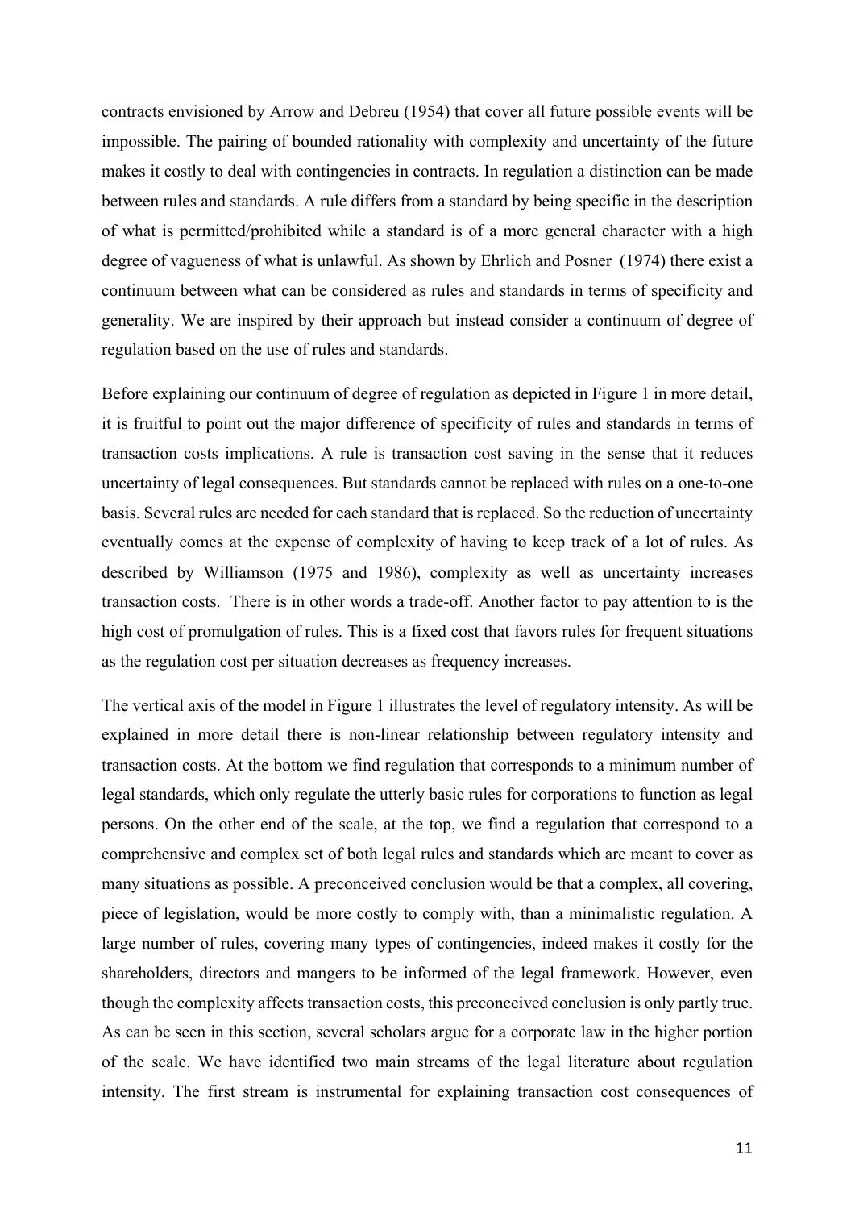contracts envisioned by Arrow and Debreu (1954) that cover all future possible events will be impossible. The pairing of bounded rationality with complexity and uncertainty of the future makes it costly to deal with contingencies in contracts. In regulation a distinction can be made between rules and standards. A rule differs from a standard by being specific in the description of what is permitted/prohibited while a standard is of a more general character with a high degree of vagueness of what is unlawful. As shown by Ehrlich and Posner (1974) there exist a continuum between what can be considered as rules and standards in terms of specificity and generality. We are inspired by their approach but instead consider a continuum of degree of regulation based on the use of rules and standards.

Before explaining our continuum of degree of regulation as depicted in Figure 1 in more detail, it is fruitful to point out the major difference of specificity of rules and standards in terms of transaction costs implications. A rule is transaction cost saving in the sense that it reduces uncertainty of legal consequences. But standards cannot be replaced with rules on a one-to-one basis. Several rules are needed for each standard that is replaced. So the reduction of uncertainty eventually comes at the expense of complexity of having to keep track of a lot of rules. As described by Williamson (1975 and 1986), complexity as well as uncertainty increases transaction costs. There is in other words a trade-off. Another factor to pay attention to is the high cost of promulgation of rules. This is a fixed cost that favors rules for frequent situations as the regulation cost per situation decreases as frequency increases.

The vertical axis of the model in Figure 1 illustrates the level of regulatory intensity. As will be explained in more detail there is non-linear relationship between regulatory intensity and transaction costs. At the bottom we find regulation that corresponds to a minimum number of legal standards, which only regulate the utterly basic rules for corporations to function as legal persons. On the other end of the scale, at the top, we find a regulation that correspond to a comprehensive and complex set of both legal rules and standards which are meant to cover as many situations as possible. A preconceived conclusion would be that a complex, all covering, piece of legislation, would be more costly to comply with, than a minimalistic regulation. A large number of rules, covering many types of contingencies, indeed makes it costly for the shareholders, directors and mangers to be informed of the legal framework. However, even though the complexity affects transaction costs, this preconceived conclusion is only partly true. As can be seen in this section, several scholars argue for a corporate law in the higher portion of the scale. We have identified two main streams of the legal literature about regulation intensity. The first stream is instrumental for explaining transaction cost consequences of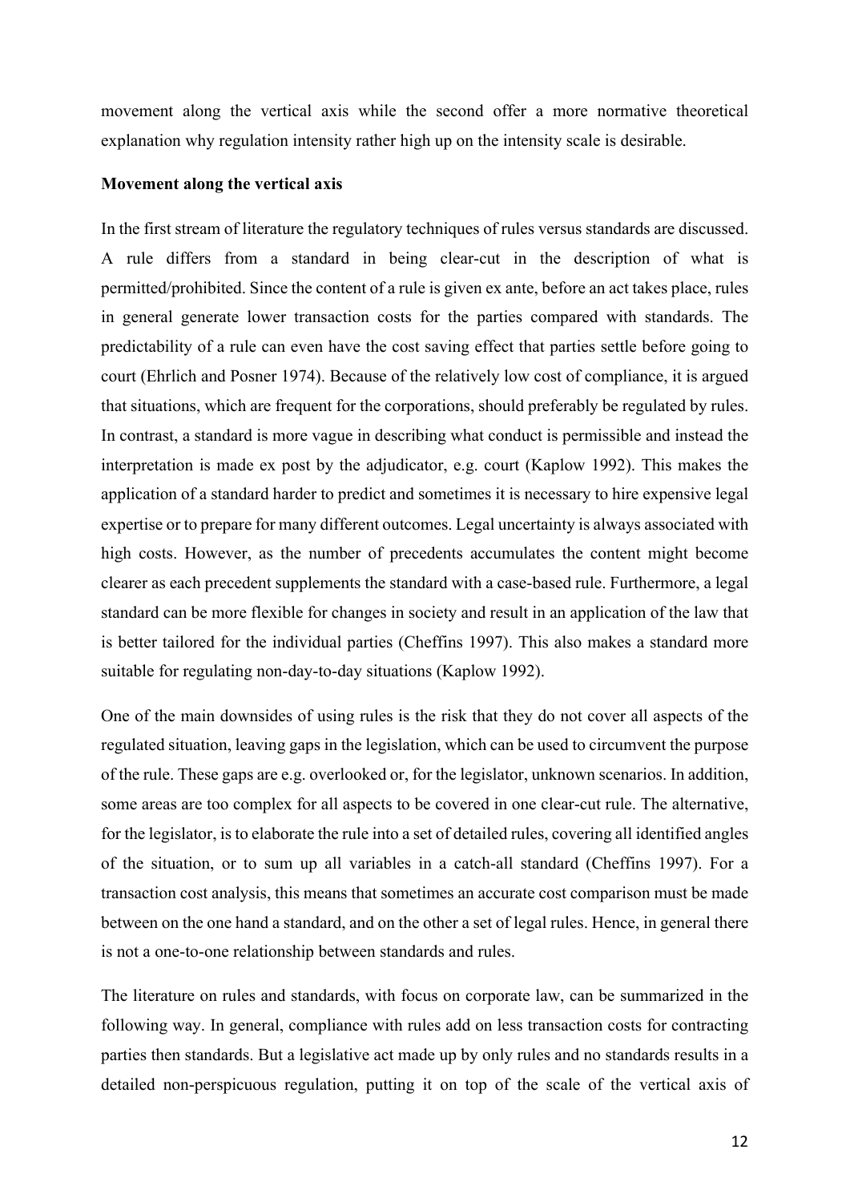movement along the vertical axis while the second offer a more normative theoretical explanation why regulation intensity rather high up on the intensity scale is desirable.

**Movement along the vertical axis**

In the first stream of literature the regulatory techniques of rules versus standards are discussed. A rule differs from a standard in being clear-cut in the description of what is permitted/prohibited. Since the content of a rule is given ex ante, before an act takes place, rules in general generate lower transaction costs for the parties compared with standards. The predictability of a rule can even have the cost saving effect that parties settle before going to court (Ehrlich and Posner 1974). Because of the relatively low cost of compliance, it is argued that situations, which are frequent for the corporations, should preferably be regulated by rules. In contrast, a standard is more vague in describing what conduct is permissible and instead the interpretation is made ex post by the adjudicator, e.g. court (Kaplow 1992). This makes the application of a standard harder to predict and sometimes it is necessary to hire expensive legal expertise or to prepare for many different outcomes. Legal uncertainty is always associated with high costs. However, as the number of precedents accumulates the content might become clearer as each precedent supplements the standard with a case-based rule. Furthermore, a legal standard can be more flexible for changes in society and result in an application of the law that is better tailored for the individual parties (Cheffins 1997). This also makes a standard more suitable for regulating non-day-to-day situations (Kaplow 1992).

One of the main downsides of using rules is the risk that they do not cover all aspects of the regulated situation, leaving gaps in the legislation, which can be used to circumvent the purpose of the rule. These gaps are e.g. overlooked or, for the legislator, unknown scenarios. In addition, some areas are too complex for all aspects to be covered in one clear-cut rule. The alternative, for the legislator, is to elaborate the rule into a set of detailed rules, covering all identified angles of the situation, or to sum up all variables in a catch-all standard (Cheffins 1997). For a transaction cost analysis, this means that sometimes an accurate cost comparison must be made between on the one hand a standard, and on the other a set of legal rules. Hence, in general there is not a one-to-one relationship between standards and rules.

The literature on rules and standards, with focus on corporate law, can be summarized in the following way. In general, compliance with rules add on less transaction costs for contracting parties then standards. But a legislative act made up by only rules and no standards results in a detailed non-perspicuous regulation, putting it on top of the scale of the vertical axis of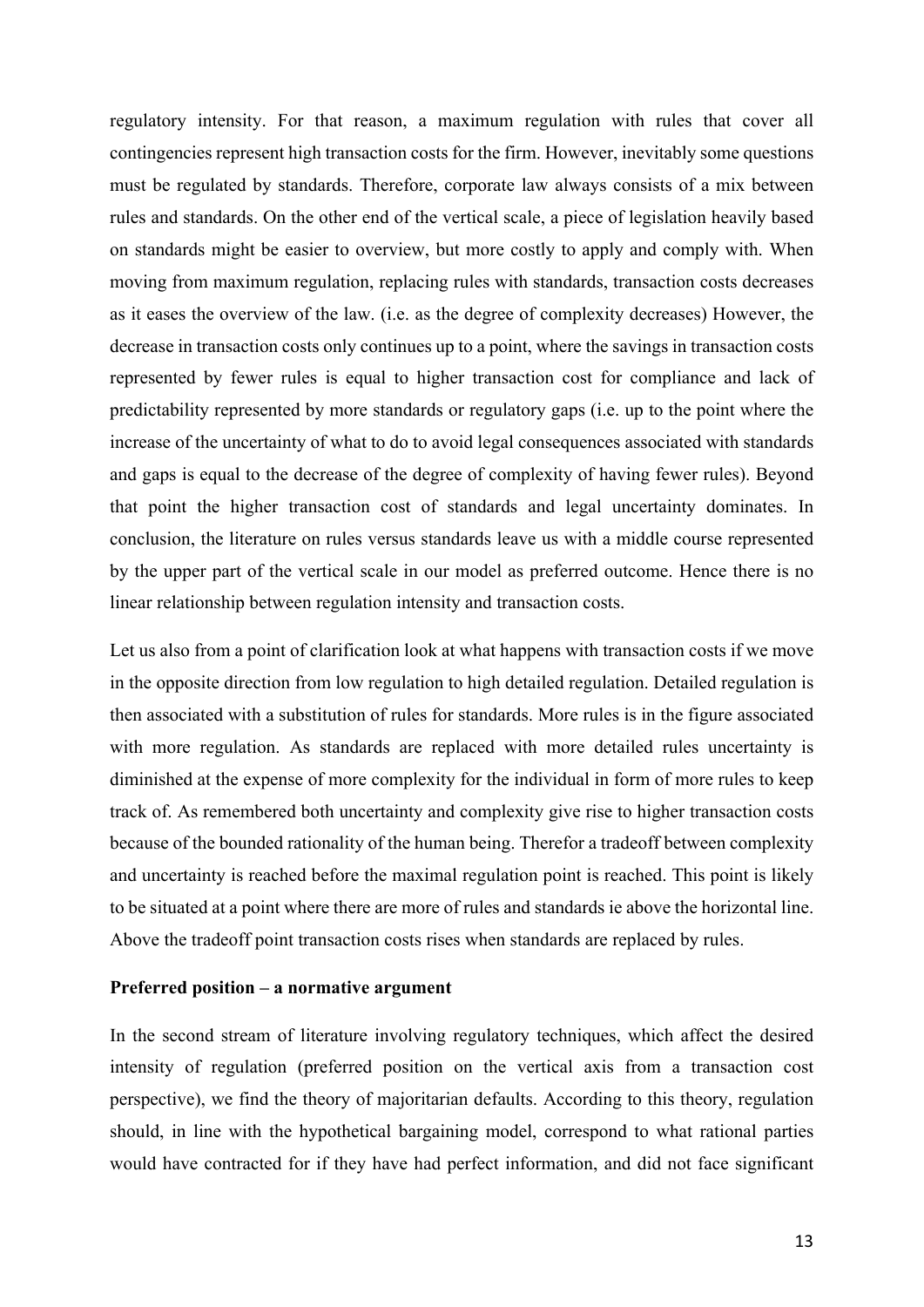regulatory intensity. For that reason, a maximum regulation with rules that cover all contingencies represent high transaction costs for the firm. However, inevitably some questions must be regulated by standards. Therefore, corporate law always consists of a mix between rules and standards. On the other end of the vertical scale, a piece of legislation heavily based on standards might be easier to overview, but more costly to apply and comply with. When moving from maximum regulation, replacing rules with standards, transaction costs decreases as it eases the overview of the law. (i.e. as the degree of complexity decreases) However, the decrease in transaction costs only continues up to a point, where the savings in transaction costs represented by fewer rules is equal to higher transaction cost for compliance and lack of predictability represented by more standards or regulatory gaps (i.e. up to the point where the increase of the uncertainty of what to do to avoid legal consequences associated with standards and gaps is equal to the decrease of the degree of complexity of having fewer rules). Beyond that point the higher transaction cost of standards and legal uncertainty dominates. In conclusion, the literature on rules versus standards leave us with a middle course represented by the upper part of the vertical scale in our model as preferred outcome. Hence there is no linear relationship between regulation intensity and transaction costs.

Let us also from a point of clarification look at what happens with transaction costs if we move in the opposite direction from low regulation to high detailed regulation. Detailed regulation is then associated with a substitution of rules for standards. More rules is in the figure associated with more regulation. As standards are replaced with more detailed rules uncertainty is diminished at the expense of more complexity for the individual in form of more rules to keep track of. As remembered both uncertainty and complexity give rise to higher transaction costs because of the bounded rationality of the human being. Therefor a tradeoff between complexity and uncertainty is reached before the maximal regulation point is reached. This point is likely to be situated at a point where there are more of rules and standards ie above the horizontal line. Above the tradeoff point transaction costs rises when standards are replaced by rules.

**Preferred position – a normative argument**

In the second stream of literature involving regulatory techniques, which affect the desired intensity of regulation (preferred position on the vertical axis from a transaction cost perspective), we find the theory of majoritarian defaults. According to this theory, regulation should, in line with the hypothetical bargaining model, correspond to what rational parties would have contracted for if they have had perfect information, and did not face significant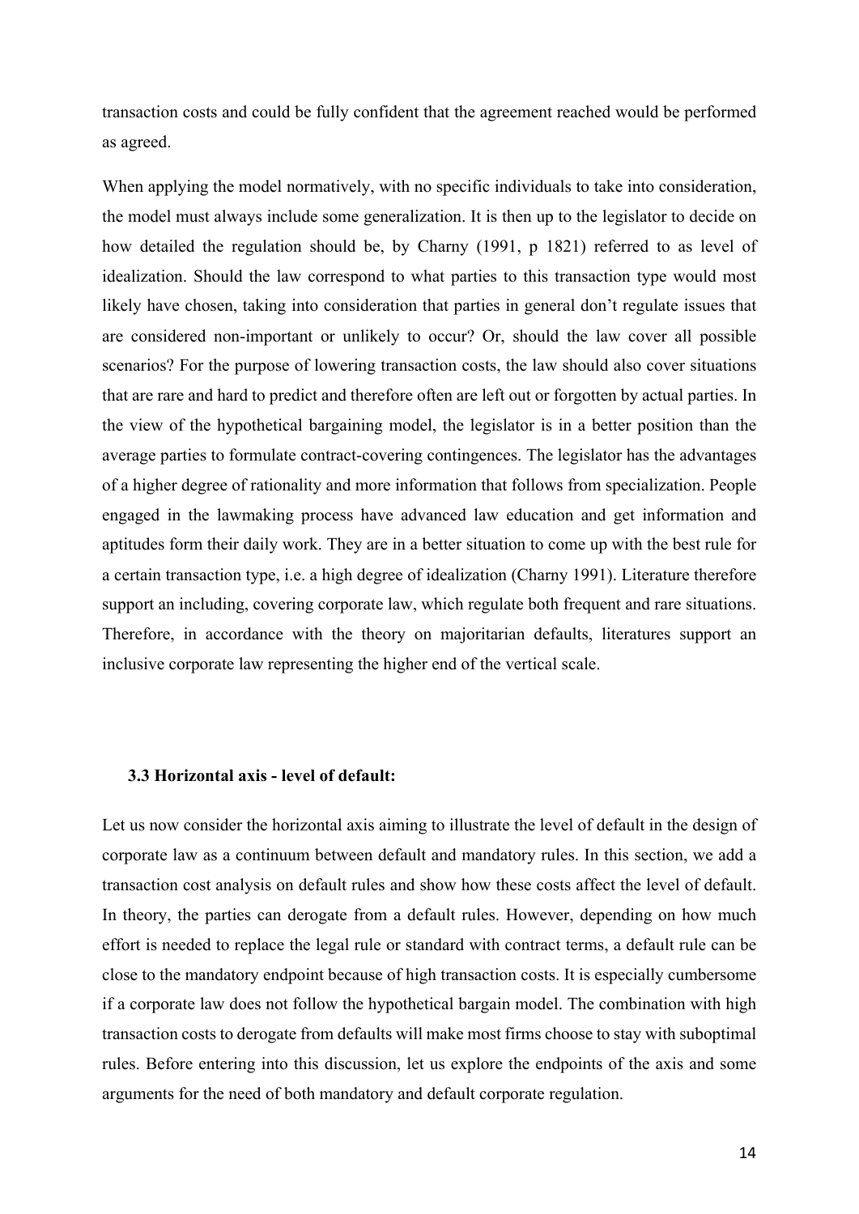transaction costs and could be fully confident that the agreement reached would be performed as agreed.

When applying the model normatively, with no specific individuals to take into consideration, the model must always include some generalization. It is then up to the legislator to decide on how detailed the regulation should be, by Charny (1991, p 1821) referred to as level of idealization. Should the law correspond to what parties to this transaction type would most likely have chosen, taking into consideration that parties in general don't regulate issues that are considered non-important or unlikely to occur? Or, should the law cover all possible scenarios? For the purpose of lowering transaction costs, the law should also cover situations that are rare and hard to predict and therefore often are left out or forgotten by actual parties. In the view of the hypothetical bargaining model, the legislator is in a better position than the average parties to formulate contract-covering contingences. The legislator has the advantages of a higher degree of rationality and more information that follows from specialization. People engaged in the lawmaking process have advanced law education and get information and aptitudes form their daily work. They are in a better situation to come up with the best rule for a certain transaction type, i.e. a high degree of idealization (Charny 1991). Literature therefore support an including, covering corporate law, which regulate both frequent and rare situations. Therefore, in accordance with the theory on majoritarian defaults, literatures support an inclusive corporate law representing the higher end of the vertical scale.

### 3.3 Horizontal axis - level of default:

Let us now consider the horizontal axis aiming to illustrate the level of default in the design of corporate law as a continuum between default and mandatory rules. In this section, we add a transaction cost analysis on default rules and show how these costs affect the level of default. In theory, the parties can derogate from a default rules. However, depending on how much effort is needed to replace the legal rule or standard with contract terms, a default rule can be close to the mandatory endpoint because of high transaction costs. It is especially cumbersome if a corporate law does not follow the hypothetical bargain model. The combination with high transaction costs to derogate from defaults will make most firms choose to stay with suboptimal rules. Before entering into this discussion, let us explore the endpoints of the axis and some arguments for the need of both mandatory and default corporate regulation.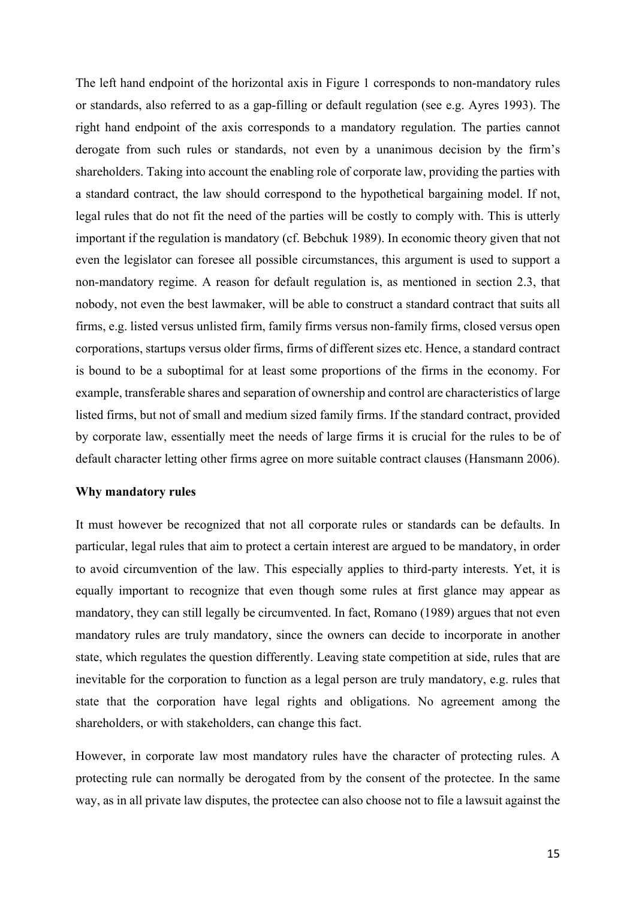The left hand endpoint of the horizontal axis in Figure 1 corresponds to non-mandatory rules or standards, also referred to as a gap-filling or default regulation (see e.g. Ayres 1993). The right hand endpoint of the axis corresponds to a mandatory regulation. The parties cannot derogate from such rules or standards, not even by a unanimous decision by the firm's shareholders. Taking into account the enabling role of corporate law, providing the parties with a standard contract, the law should correspond to the hypothetical bargaining model. If not, legal rules that do not fit the need of the parties will be costly to comply with. This is utterly important if the regulation is mandatory (cf. Bebchuk 1989). In economic theory given that not even the legislator can foresee all possible circumstances, this argument is used to support a non-mandatory regime. A reason for default regulation is, as mentioned in section 2.3, that nobody, not even the best lawmaker, will be able to construct a standard contract that suits all firms, e.g. listed versus unlisted firm, family firms versus non-family firms, closed versus open corporations, startups versus older firms, firms of different sizes etc. Hence, a standard contract is bound to be a suboptimal for at least some proportions of the firms in the economy. For example, transferable shares and separation of ownership and control are characteristics of large listed firms, but not of small and medium sized family firms. If the standard contract, provided by corporate law, essentially meet the needs of large firms it is crucial for the rules to be of default character letting other firms agree on more suitable contract clauses (Hansmann 2006).

**Why mandatory rules**

It must however be recognized that not all corporate rules or standards can be defaults. In particular, legal rules that aim to protect a certain interest are argued to be mandatory, in order to avoid circumvention of the law. This especially applies to third-party interests. Yet, it is equally important to recognize that even though some rules at first glance may appear as mandatory, they can still legally be circumvented. In fact, Romano (1989) argues that not even mandatory rules are truly mandatory, since the owners can decide to incorporate in another state, which regulates the question differently. Leaving state competition at side, rules that are inevitable for the corporation to function as a legal person are truly mandatory, e.g. rules that state that the corporation have legal rights and obligations. No agreement among the shareholders, or with stakeholders, can change this fact.

However, in corporate law most mandatory rules have the character of protecting rules. A protecting rule can normally be derogated from by the consent of the protectee. In the same way, as in all private law disputes, the protectee can also choose not to file a lawsuit against the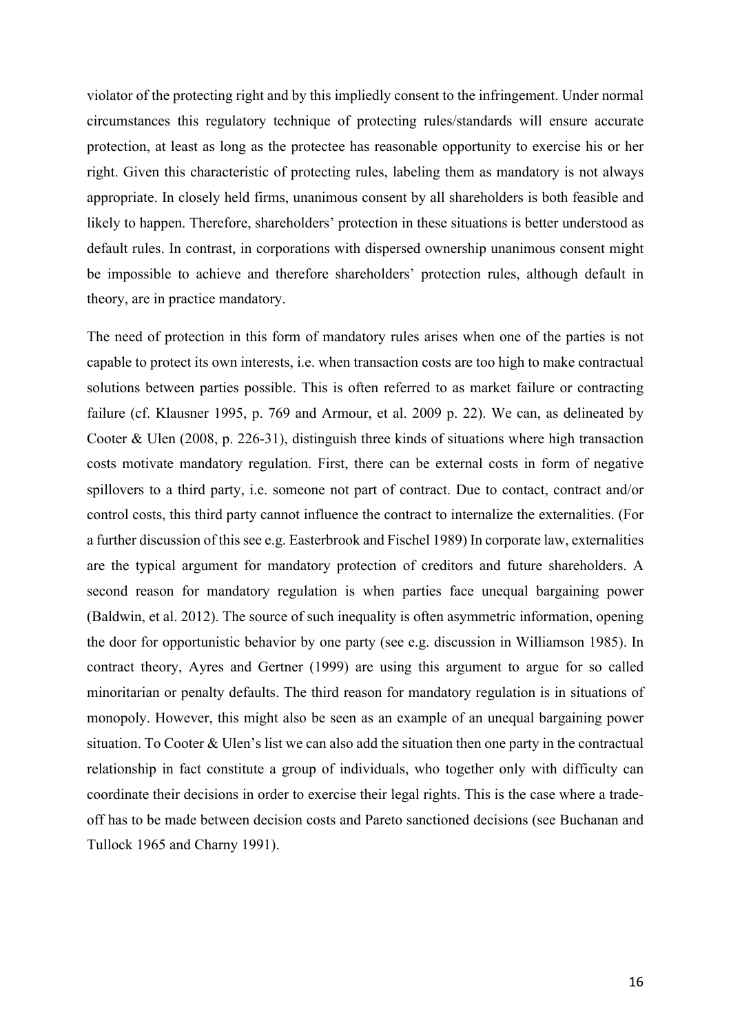violator of the protecting right and by this impliedly consent to the infringement. Under normal circumstances this regulatory technique of protecting rules/standards will ensure accurate protection, at least as long as the protectee has reasonable opportunity to exercise his or her right. Given this characteristic of protecting rules, labeling them as mandatory is not always appropriate. In closely held firms, unanimous consent by all shareholders is both feasible and likely to happen. Therefore, shareholders' protection in these situations is better understood as default rules. In contrast, in corporations with dispersed ownership unanimous consent might be impossible to achieve and therefore shareholders' protection rules, although default in theory, are in practice mandatory.

The need of protection in this form of mandatory rules arises when one of the parties is not capable to protect its own interests, i.e. when transaction costs are too high to make contractual solutions between parties possible. This is often referred to as market failure or contracting failure (cf. Klausner 1995, p. 769 and Armour, et al. 2009 p. 22). We can, as delineated by Cooter & Ulen (2008, p. 226-31), distinguish three kinds of situations where high transaction costs motivate mandatory regulation. First, there can be external costs in form of negative spillovers to a third party, i.e. someone not part of contract. Due to contact, contract and/or control costs, this third party cannot influence the contract to internalize the externalities. (For a further discussion of this see e.g. Easterbrook and Fischel 1989) In corporate law, externalities are the typical argument for mandatory protection of creditors and future shareholders. A second reason for mandatory regulation is when parties face unequal bargaining power (Baldwin, et al. 2012). The source of such inequality is often asymmetric information, opening the door for opportunistic behavior by one party (see e.g. discussion in Williamson 1985). In contract theory, Ayres and Gertner (1999) are using this argument to argue for so called minoritarian or penalty defaults. The third reason for mandatory regulation is in situations of monopoly. However, this might also be seen as an example of an unequal bargaining power situation. To Cooter & Ulen's list we can also add the situation then one party in the contractual relationship in fact constitute a group of individuals, who together only with difficulty can coordinate their decisions in order to exercise their legal rights. This is the case where a trade-off has to be made between decision costs and Pareto sanctioned decisions (see Buchanan and Tullock 1965 and Charny 1991).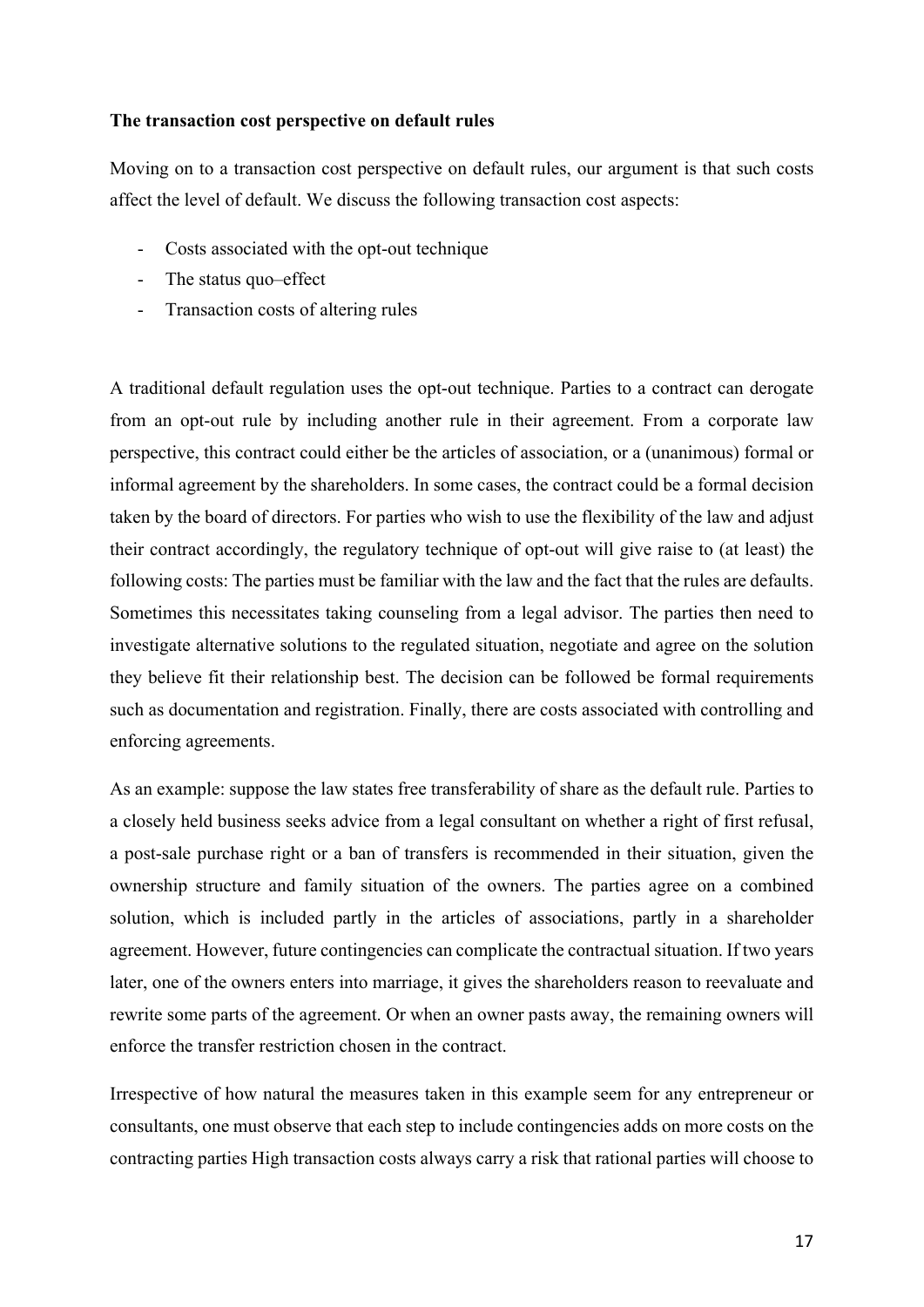**The transaction cost perspective on default rules**

Moving on to a transaction cost perspective on default rules, our argument is that such costs affect the level of default. We discuss the following transaction cost aspects:

- Costs associated with the opt-out technique
- The status quo–effect
- Transaction costs of altering rules

A traditional default regulation uses the opt-out technique. Parties to a contract can derogate from an opt-out rule by including another rule in their agreement. From a corporate law perspective, this contract could either be the articles of association, or a (unanimous) formal or informal agreement by the shareholders. In some cases, the contract could be a formal decision taken by the board of directors. For parties who wish to use the flexibility of the law and adjust their contract accordingly, the regulatory technique of opt-out will give raise to (at least) the following costs: The parties must be familiar with the law and the fact that the rules are defaults. Sometimes this necessitates taking counseling from a legal advisor. The parties then need to investigate alternative solutions to the regulated situation, negotiate and agree on the solution they believe fit their relationship best. The decision can be followed be formal requirements such as documentation and registration. Finally, there are costs associated with controlling and enforcing agreements.

As an example: suppose the law states free transferability of share as the default rule. Parties to a closely held business seeks advice from a legal consultant on whether a right of first refusal, a post-sale purchase right or a ban of transfers is recommended in their situation, given the ownership structure and family situation of the owners. The parties agree on a combined solution, which is included partly in the articles of associations, partly in a shareholder agreement. However, future contingencies can complicate the contractual situation. If two years later, one of the owners enters into marriage, it gives the shareholders reason to reevaluate and rewrite some parts of the agreement. Or when an owner pasts away, the remaining owners will enforce the transfer restriction chosen in the contract.

Irrespective of how natural the measures taken in this example seem for any entrepreneur or consultants, one must observe that each step to include contingencies adds on more costs on the contracting parties High transaction costs always carry a risk that rational parties will choose to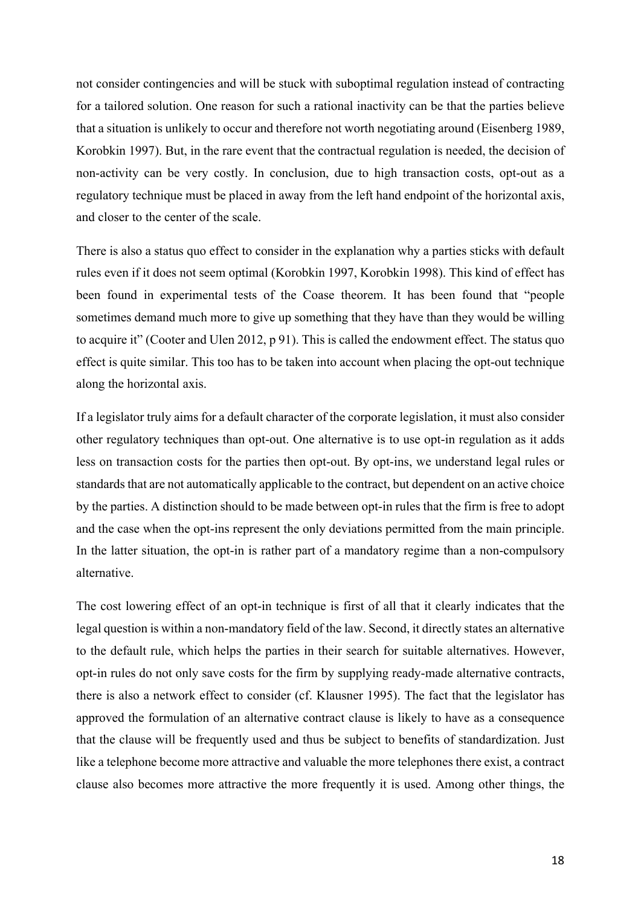not consider contingencies and will be stuck with suboptimal regulation instead of contracting for a tailored solution. One reason for such a rational inactivity can be that the parties believe that a situation is unlikely to occur and therefore not worth negotiating around (Eisenberg 1989, Korobkin 1997). But, in the rare event that the contractual regulation is needed, the decision of non-activity can be very costly. In conclusion, due to high transaction costs, opt-out as a regulatory technique must be placed in away from the left hand endpoint of the horizontal axis, and closer to the center of the scale.

There is also a status quo effect to consider in the explanation why a parties sticks with default rules even if it does not seem optimal (Korobkin 1997, Korobkin 1998). This kind of effect has been found in experimental tests of the Coase theorem. It has been found that "people sometimes demand much more to give up something that they have than they would be willing to acquire it" (Cooter and Ulen 2012, p 91). This is called the endowment effect. The status quo effect is quite similar. This too has to be taken into account when placing the opt-out technique along the horizontal axis.

If a legislator truly aims for a default character of the corporate legislation, it must also consider other regulatory techniques than opt-out. One alternative is to use opt-in regulation as it adds less on transaction costs for the parties then opt-out. By opt-ins, we understand legal rules or standards that are not automatically applicable to the contract, but dependent on an active choice by the parties. A distinction should to be made between opt-in rules that the firm is free to adopt and the case when the opt-ins represent the only deviations permitted from the main principle. In the latter situation, the opt-in is rather part of a mandatory regime than a non-compulsory alternative.

The cost lowering effect of an opt-in technique is first of all that it clearly indicates that the legal question is within a non-mandatory field of the law. Second, it directly states an alternative to the default rule, which helps the parties in their search for suitable alternatives. However, opt-in rules do not only save costs for the firm by supplying ready-made alternative contracts, there is also a network effect to consider (cf. Klausner 1995). The fact that the legislator has approved the formulation of an alternative contract clause is likely to have as a consequence that the clause will be frequently used and thus be subject to benefits of standardization. Just like a telephone become more attractive and valuable the more telephones there exist, a contract clause also becomes more attractive the more frequently it is used. Among other things, the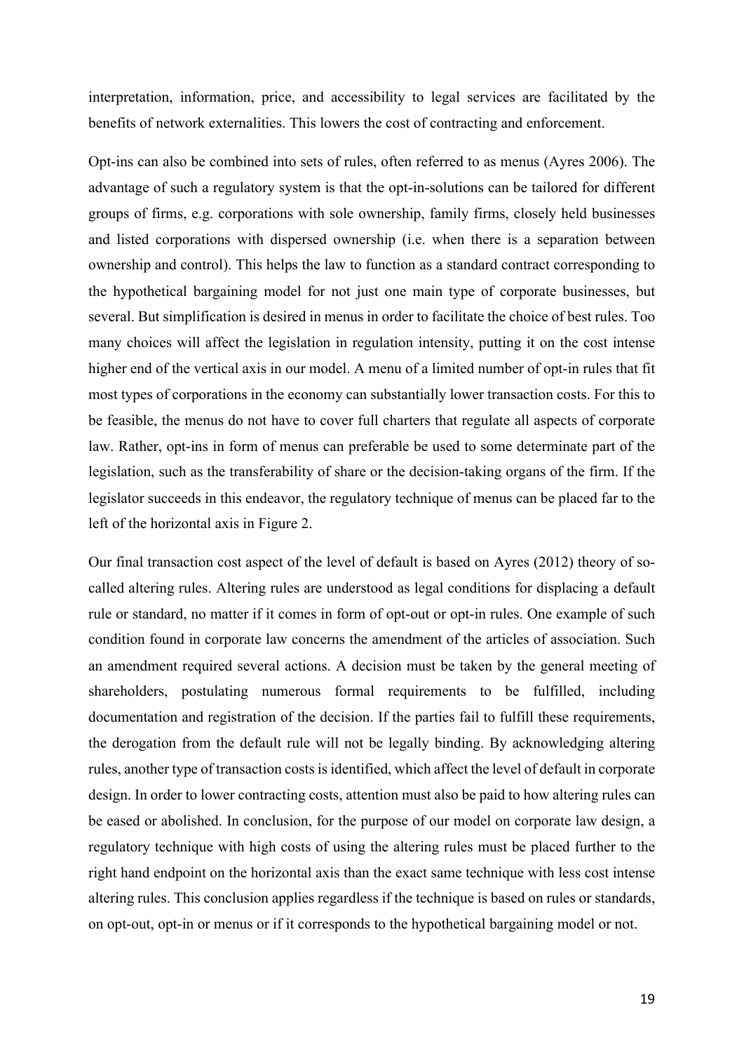interpretation, information, price, and accessibility to legal services are facilitated by the benefits of network externalities. This lowers the cost of contracting and enforcement.

Opt-ins can also be combined into sets of rules, often referred to as menus (Ayres 2006). The advantage of such a regulatory system is that the opt-in-solutions can be tailored for different groups of firms, e.g. corporations with sole ownership, family firms, closely held businesses and listed corporations with dispersed ownership (i.e. when there is a separation between ownership and control). This helps the law to function as a standard contract corresponding to the hypothetical bargaining model for not just one main type of corporate businesses, but several. But simplification is desired in menus in order to facilitate the choice of best rules. Too many choices will affect the legislation in regulation intensity, putting it on the cost intense higher end of the vertical axis in our model. A menu of a limited number of opt-in rules that fit most types of corporations in the economy can substantially lower transaction costs. For this to be feasible, the menus do not have to cover full charters that regulate all aspects of corporate law. Rather, opt-ins in form of menus can preferable be used to some determinate part of the legislation, such as the transferability of share or the decision-taking organs of the firm. If the legislator succeeds in this endeavor, the regulatory technique of menus can be placed far to the left of the horizontal axis in Figure 2.

Our final transaction cost aspect of the level of default is based on Ayres (2012) theory of so-called altering rules. Altering rules are understood as legal conditions for displacing a default rule or standard, no matter if it comes in form of opt-out or opt-in rules. One example of such condition found in corporate law concerns the amendment of the articles of association. Such an amendment required several actions. A decision must be taken by the general meeting of shareholders, postulating numerous formal requirements to be fulfilled, including documentation and registration of the decision. If the parties fail to fulfill these requirements, the derogation from the default rule will not be legally binding. By acknowledging altering rules, another type of transaction costs is identified, which affect the level of default in corporate design. In order to lower contracting costs, attention must also be paid to how altering rules can be eased or abolished. In conclusion, for the purpose of our model on corporate law design, a regulatory technique with high costs of using the altering rules must be placed further to the right hand endpoint on the horizontal axis than the exact same technique with less cost intense altering rules. This conclusion applies regardless if the technique is based on rules or standards, on opt-out, opt-in or menus or if it corresponds to the hypothetical bargaining model or not.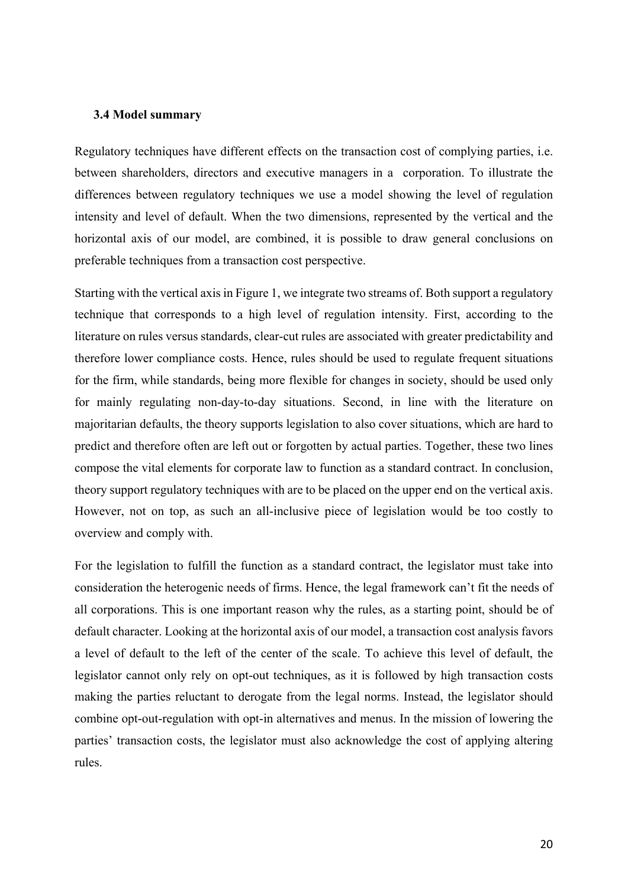### 3.4 Model summary

Regulatory techniques have different effects on the transaction cost of complying parties, i.e. between shareholders, directors and executive managers in a corporation. To illustrate the differences between regulatory techniques we use a model showing the level of regulation intensity and level of default. When the two dimensions, represented by the vertical and the horizontal axis of our model, are combined, it is possible to draw general conclusions on preferable techniques from a transaction cost perspective.

Starting with the vertical axis in Figure 1, we integrate two streams of. Both support a regulatory technique that corresponds to a high level of regulation intensity. First, according to the literature on rules versus standards, clear-cut rules are associated with greater predictability and therefore lower compliance costs. Hence, rules should be used to regulate frequent situations for the firm, while standards, being more flexible for changes in society, should be used only for mainly regulating non-day-to-day situations. Second, in line with the literature on majoritarian defaults, the theory supports legislation to also cover situations, which are hard to predict and therefore often are left out or forgotten by actual parties. Together, these two lines compose the vital elements for corporate law to function as a standard contract. In conclusion, theory support regulatory techniques with are to be placed on the upper end on the vertical axis. However, not on top, as such an all-inclusive piece of legislation would be too costly to overview and comply with.

For the legislation to fulfill the function as a standard contract, the legislator must take into consideration the heterogenic needs of firms. Hence, the legal framework can't fit the needs of all corporations. This is one important reason why the rules, as a starting point, should be of default character. Looking at the horizontal axis of our model, a transaction cost analysis favors a level of default to the left of the center of the scale. To achieve this level of default, the legislator cannot only rely on opt-out techniques, as it is followed by high transaction costs making the parties reluctant to derogate from the legal norms. Instead, the legislator should combine opt-out-regulation with opt-in alternatives and menus. In the mission of lowering the parties' transaction costs, the legislator must also acknowledge the cost of applying altering rules.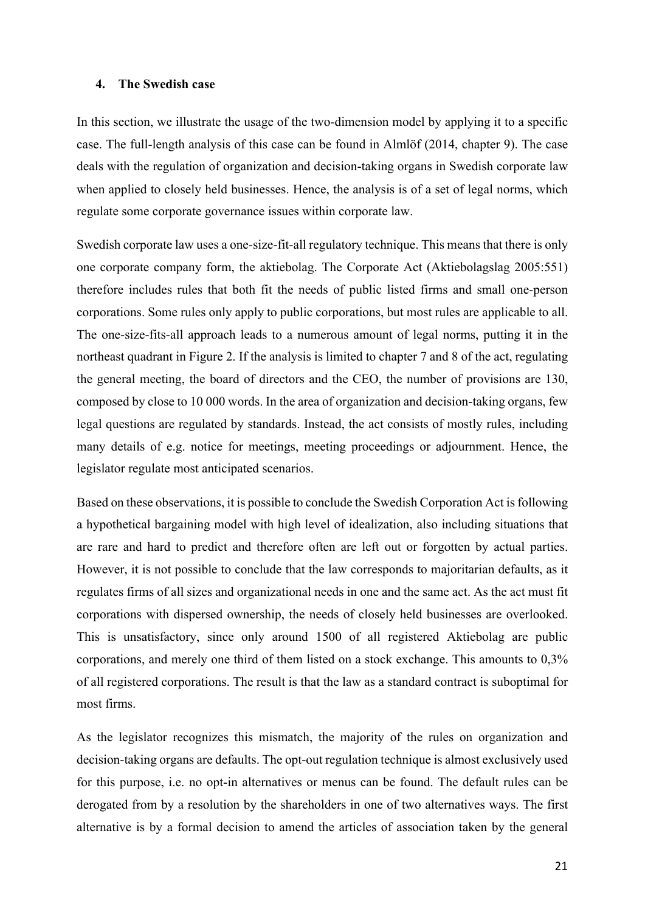### 4. The Swedish case

In this section, we illustrate the usage of the two-dimension model by applying it to a specific case. The full-length analysis of this case can be found in Almlöf (2014, chapter 9). The case deals with the regulation of organization and decision-taking organs in Swedish corporate law when applied to closely held businesses. Hence, the analysis is of a set of legal norms, which regulate some corporate governance issues within corporate law.

Swedish corporate law uses a one-size-fit-all regulatory technique. This means that there is only one corporate company form, the aktiebolag. The Corporate Act (Aktiebolagslag 2005:551) therefore includes rules that both fit the needs of public listed firms and small one-person corporations. Some rules only apply to public corporations, but most rules are applicable to all. The one-size-fits-all approach leads to a numerous amount of legal norms, putting it in the northeast quadrant in Figure 2. If the analysis is limited to chapter 7 and 8 of the act, regulating the general meeting, the board of directors and the CEO, the number of provisions are 130, composed by close to 10 000 words. In the area of organization and decision-taking organs, few legal questions are regulated by standards. Instead, the act consists of mostly rules, including many details of e.g. notice for meetings, meeting proceedings or adjournment. Hence, the legislator regulate most anticipated scenarios.

Based on these observations, it is possible to conclude the Swedish Corporation Act is following a hypothetical bargaining model with high level of idealization, also including situations that are rare and hard to predict and therefore often are left out or forgotten by actual parties. However, it is not possible to conclude that the law corresponds to majoritarian defaults, as it regulates firms of all sizes and organizational needs in one and the same act. As the act must fit corporations with dispersed ownership, the needs of closely held businesses are overlooked. This is unsatisfactory, since only around 1500 of all registered Aktiebolag are public corporations, and merely one third of them listed on a stock exchange. This amounts to 0,3% of all registered corporations. The result is that the law as a standard contract is suboptimal for most firms.

As the legislator recognizes this mismatch, the majority of the rules on organization and decision-taking organs are defaults. The opt-out regulation technique is almost exclusively used for this purpose, i.e. no opt-in alternatives or menus can be found. The default rules can be derogated from by a resolution by the shareholders in one of two alternatives ways. The first alternative is by a formal decision to amend the articles of association taken by the general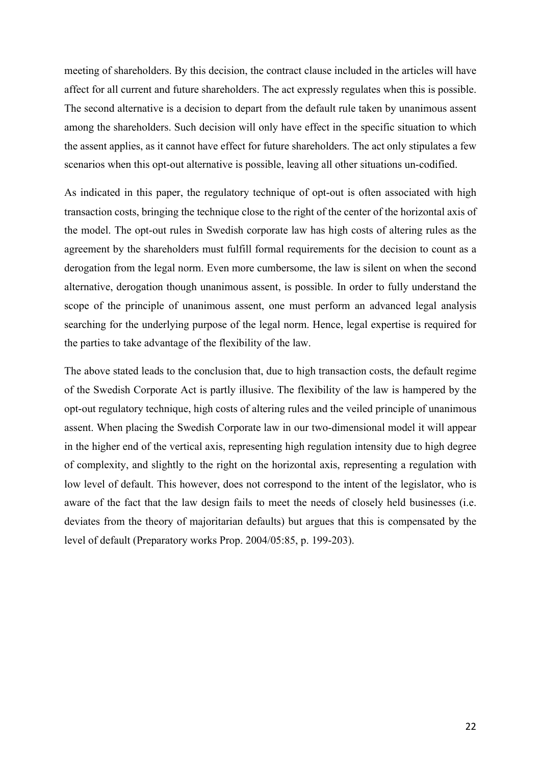meeting of shareholders. By this decision, the contract clause included in the articles will have affect for all current and future shareholders. The act expressly regulates when this is possible. The second alternative is a decision to depart from the default rule taken by unanimous assent among the shareholders. Such decision will only have effect in the specific situation to which the assent applies, as it cannot have effect for future shareholders. The act only stipulates a few scenarios when this opt-out alternative is possible, leaving all other situations un-codified.

As indicated in this paper, the regulatory technique of opt-out is often associated with high transaction costs, bringing the technique close to the right of the center of the horizontal axis of the model. The opt-out rules in Swedish corporate law has high costs of altering rules as the agreement by the shareholders must fulfill formal requirements for the decision to count as a derogation from the legal norm. Even more cumbersome, the law is silent on when the second alternative, derogation though unanimous assent, is possible. In order to fully understand the scope of the principle of unanimous assent, one must perform an advanced legal analysis searching for the underlying purpose of the legal norm. Hence, legal expertise is required for the parties to take advantage of the flexibility of the law.

The above stated leads to the conclusion that, due to high transaction costs, the default regime of the Swedish Corporate Act is partly illusive. The flexibility of the law is hampered by the opt-out regulatory technique, high costs of altering rules and the veiled principle of unanimous assent. When placing the Swedish Corporate law in our two-dimensional model it will appear in the higher end of the vertical axis, representing high regulation intensity due to high degree of complexity, and slightly to the right on the horizontal axis, representing a regulation with low level of default. This however, does not correspond to the intent of the legislator, who is aware of the fact that the law design fails to meet the needs of closely held businesses (i.e. deviates from the theory of majoritarian defaults) but argues that this is compensated by the level of default (Preparatory works Prop. 2004/05:85, p. 199-203).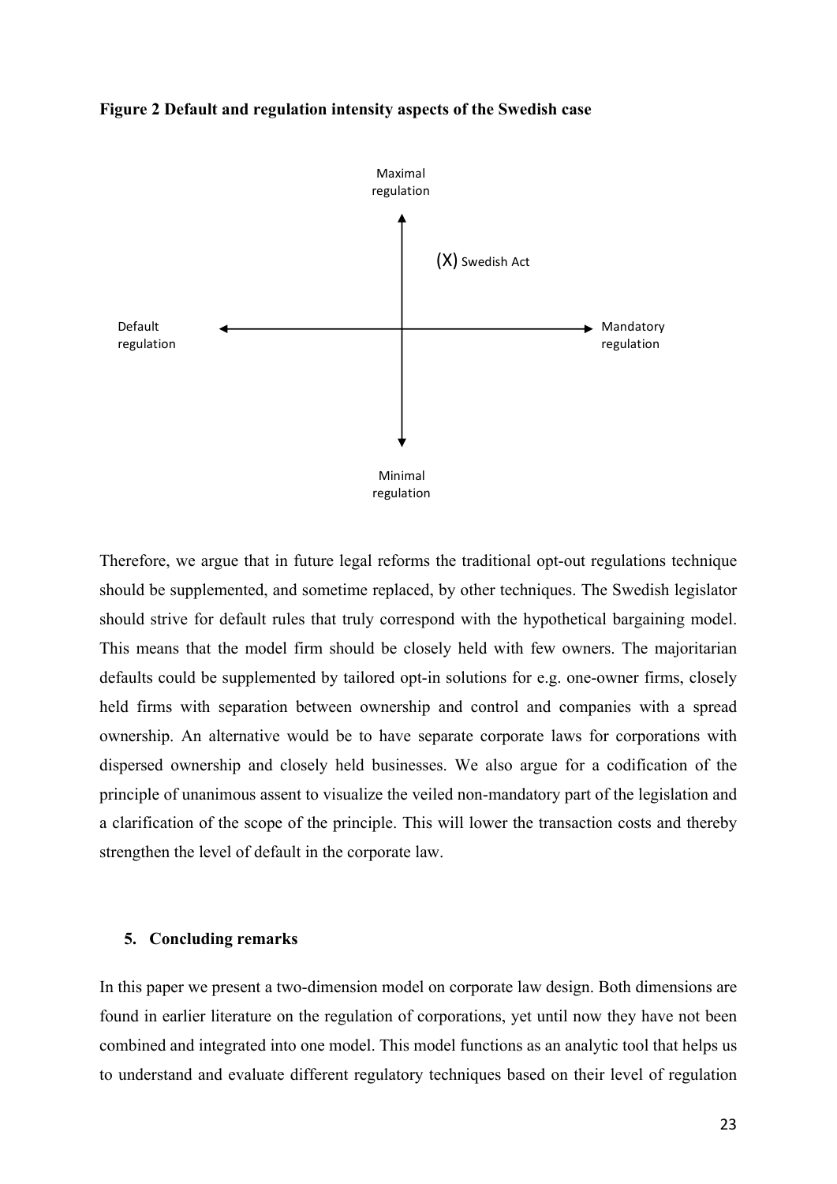**Figure 2 Default and regulation intensity aspects of the Swedish case**

Maximal regulation

(X) Swedish Act

Default regulation

Mandatory regulation

Minimal regulation

Therefore, we argue that in future legal reforms the traditional opt-out regulations technique should be supplemented, and sometime replaced, by other techniques. The Swedish legislator should strive for default rules that truly correspond with the hypothetical bargaining model. This means that the model firm should be closely held with few owners. The majoritarian defaults could be supplemented by tailored opt-in solutions for e.g. one-owner firms, closely held firms with separation between ownership and control and companies with a spread ownership. An alternative would be to have separate corporate laws for corporations with dispersed ownership and closely held businesses. We also argue for a codification of the principle of unanimous assent to visualize the veiled non-mandatory part of the legislation and a clarification of the scope of the principle. This will lower the transaction costs and thereby strengthen the level of default in the corporate law.

## 5. Concluding remarks

In this paper we present a two-dimension model on corporate law design. Both dimensions are found in earlier literature on the regulation of corporations, yet until now they have not been combined and integrated into one model. This model functions as an analytic tool that helps us to understand and evaluate different regulatory techniques based on their level of regulation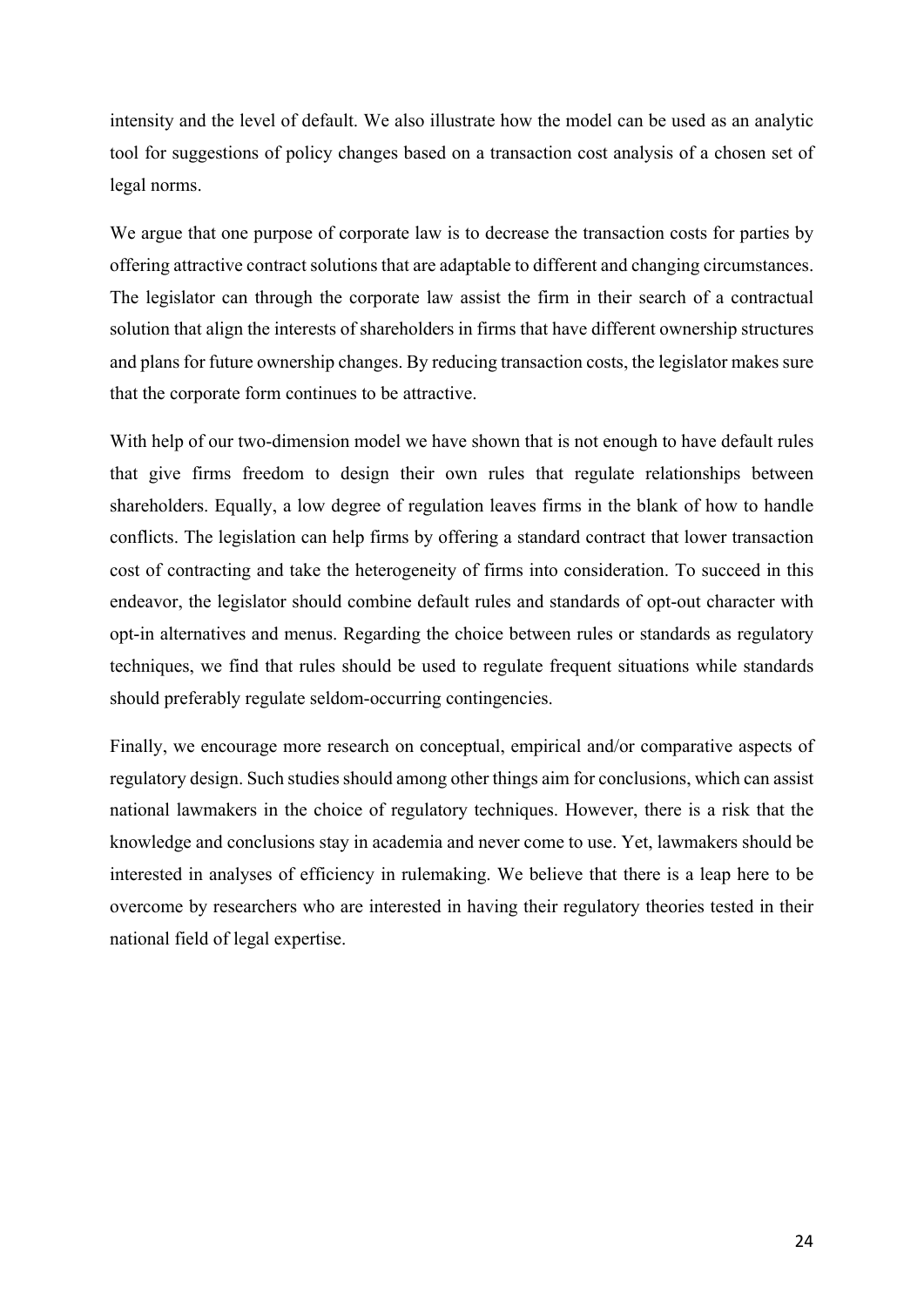intensity and the level of default. We also illustrate how the model can be used as an analytic tool for suggestions of policy changes based on a transaction cost analysis of a chosen set of legal norms.

We argue that one purpose of corporate law is to decrease the transaction costs for parties by offering attractive contract solutions that are adaptable to different and changing circumstances. The legislator can through the corporate law assist the firm in their search of a contractual solution that align the interests of shareholders in firms that have different ownership structures and plans for future ownership changes. By reducing transaction costs, the legislator makes sure that the corporate form continues to be attractive.

With help of our two-dimension model we have shown that is not enough to have default rules that give firms freedom to design their own rules that regulate relationships between shareholders. Equally, a low degree of regulation leaves firms in the blank of how to handle conflicts. The legislation can help firms by offering a standard contract that lower transaction cost of contracting and take the heterogeneity of firms into consideration. To succeed in this endeavor, the legislator should combine default rules and standards of opt-out character with opt-in alternatives and menus. Regarding the choice between rules or standards as regulatory techniques, we find that rules should be used to regulate frequent situations while standards should preferably regulate seldom-occurring contingencies.

Finally, we encourage more research on conceptual, empirical and/or comparative aspects of regulatory design. Such studies should among other things aim for conclusions, which can assist national lawmakers in the choice of regulatory techniques. However, there is a risk that the knowledge and conclusions stay in academia and never come to use. Yet, lawmakers should be interested in analyses of efficiency in rulemaking. We believe that there is a leap here to be overcome by researchers who are interested in having their regulatory theories tested in their national field of legal expertise.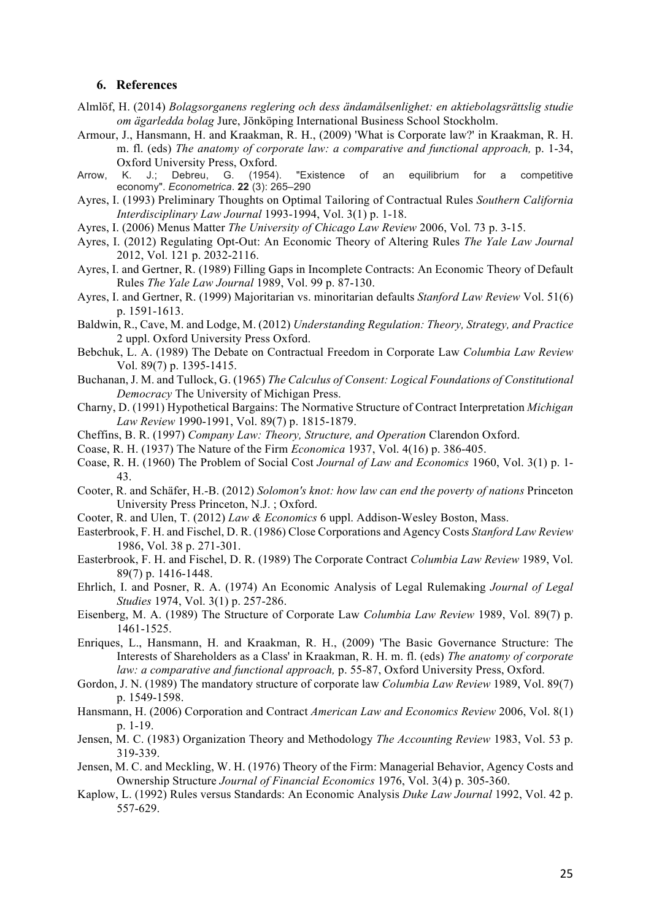## 6. References

Almlöf, H. (2014) *Bolagsorganens reglering och dess ändamålsenlighet: en aktiebolagsrättslig studie om ägarledda bolag* Jure, Jönköping International Business School Stockholm.

Armour, J., Hansmann, H. and Kraakman, R. H., (2009) 'What is Corporate law?' in Kraakman, R. H. m. fl. (eds) *The anatomy of corporate law: a comparative and functional approach,* p. 1-34, Oxford University Press, Oxford.

Arrow, K. J.; Debreu, G. (1954). "Existence of an equilibrium for a competitive economy". *Econometrica*. **22** (3): 265–290

Ayres, I. (1993) Preliminary Thoughts on Optimal Tailoring of Contractual Rules *Southern California Interdisciplinary Law Journal* 1993-1994, Vol. 3(1) p. 1-18.

Ayres, I. (2006) Menus Matter *The University of Chicago Law Review* 2006, Vol. 73 p. 3-15.

Ayres, I. (2012) Regulating Opt-Out: An Economic Theory of Altering Rules *The Yale Law Journal* 2012, Vol. 121 p. 2032-2116.

Ayres, I. and Gertner, R. (1989) Filling Gaps in Incomplete Contracts: An Economic Theory of Default Rules *The Yale Law Journal* 1989, Vol. 99 p. 87-130.

Ayres, I. and Gertner, R. (1999) Majoritarian vs. minoritarian defaults *Stanford Law Review* Vol. 51(6) p. 1591-1613.

Baldwin, R., Cave, M. and Lodge, M. (2012) *Understanding Regulation: Theory, Strategy, and Practice* 2 uppl. Oxford University Press Oxford.

Bebchuk, L. A. (1989) The Debate on Contractual Freedom in Corporate Law *Columbia Law Review* Vol. 89(7) p. 1395-1415.

Buchanan, J. M. and Tullock, G. (1965) *The Calculus of Consent: Logical Foundations of Constitutional Democracy* The University of Michigan Press.

Charny, D. (1991) Hypothetical Bargains: The Normative Structure of Contract Interpretation *Michigan Law Review* 1990-1991, Vol. 89(7) p. 1815-1879.

Cheffins, B. R. (1997) *Company Law: Theory, Structure, and Operation* Clarendon Oxford.

Coase, R. H. (1937) The Nature of the Firm *Economica* 1937, Vol. 4(16) p. 386-405.

Coase, R. H. (1960) The Problem of Social Cost *Journal of Law and Economics* 1960, Vol. 3(1) p. 1-43.

Cooter, R. and Schäfer, H.-B. (2012) *Solomon's knot: how law can end the poverty of nations* Princeton University Press Princeton, N.J. ; Oxford.

Cooter, R. and Ulen, T. (2012) *Law & Economics* 6 uppl. Addison-Wesley Boston, Mass.

Easterbrook, F. H. and Fischel, D. R. (1986) Close Corporations and Agency Costs *Stanford Law Review* 1986, Vol. 38 p. 271-301.

Easterbrook, F. H. and Fischel, D. R. (1989) The Corporate Contract *Columbia Law Review* 1989, Vol. 89(7) p. 1416-1448.

Ehrlich, I. and Posner, R. A. (1974) An Economic Analysis of Legal Rulemaking *Journal of Legal Studies* 1974, Vol. 3(1) p. 257-286.

Eisenberg, M. A. (1989) The Structure of Corporate Law *Columbia Law Review* 1989, Vol. 89(7) p. 1461-1525.

Enriques, L., Hansmann, H. and Kraakman, R. H., (2009) 'The Basic Governance Structure: The Interests of Shareholders as a Class' in Kraakman, R. H. m. fl. (eds) *The anatomy of corporate law: a comparative and functional approach,* p. 55-87, Oxford University Press, Oxford.

Gordon, J. N. (1989) The mandatory structure of corporate law *Columbia Law Review* 1989, Vol. 89(7) p. 1549-1598.

Hansmann, H. (2006) Corporation and Contract *American Law and Economics Review* 2006, Vol. 8(1) p. 1-19.

Jensen, M. C. (1983) Organization Theory and Methodology *The Accounting Review* 1983, Vol. 53 p. 319-339.

Jensen, M. C. and Meckling, W. H. (1976) Theory of the Firm: Managerial Behavior, Agency Costs and Ownership Structure *Journal of Financial Economics* 1976, Vol. 3(4) p. 305-360.

Kaplow, L. (1992) Rules versus Standards: An Economic Analysis *Duke Law Journal* 1992, Vol. 42 p. 557-629.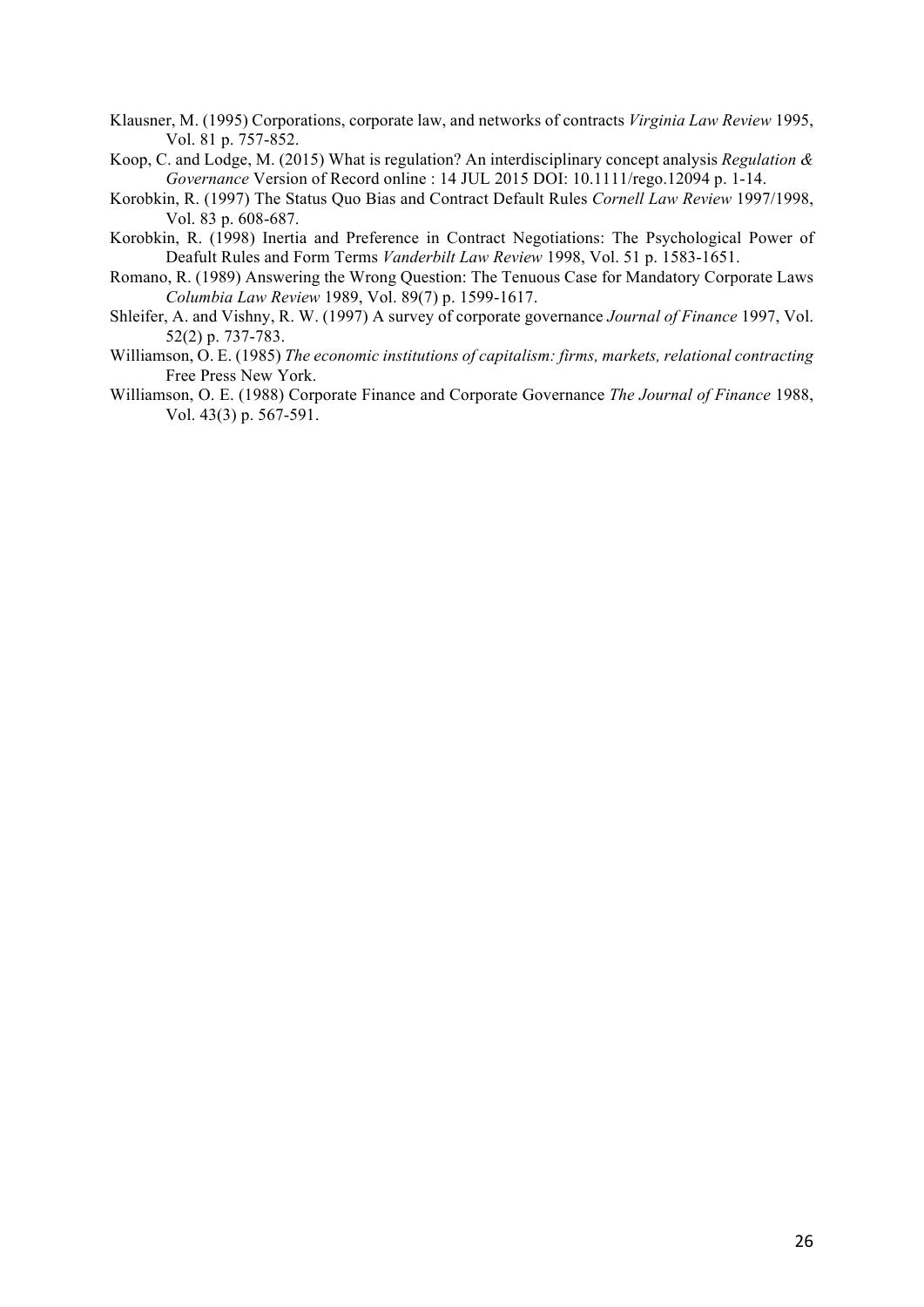Klausner, M. (1995) Corporations, corporate law, and networks of contracts *Virginia Law Review* 1995, Vol. 81 p. 757-852.

Koop, C. and Lodge, M. (2015) What is regulation? An interdisciplinary concept analysis *Regulation & Governance* Version of Record online : 14 JUL 2015 DOI: 10.1111/rego.12094 p. 1-14.

Korobkin, R. (1997) The Status Quo Bias and Contract Default Rules *Cornell Law Review* 1997/1998, Vol. 83 p. 608-687.

Korobkin, R. (1998) Inertia and Preference in Contract Negotiations: The Psychological Power of Deafult Rules and Form Terms *Vanderbilt Law Review* 1998, Vol. 51 p. 1583-1651.

Romano, R. (1989) Answering the Wrong Question: The Tenuous Case for Mandatory Corporate Laws *Columbia Law Review* 1989, Vol. 89(7) p. 1599-1617.

Shleifer, A. and Vishny, R. W. (1997) A survey of corporate governance *Journal of Finance* 1997, Vol. 52(2) p. 737-783.

Williamson, O. E. (1985) *The economic institutions of capitalism: firms, markets, relational contracting* Free Press New York.

Williamson, O. E. (1988) Corporate Finance and Corporate Governance *The Journal of Finance* 1988, Vol. 43(3) p. 567-591.